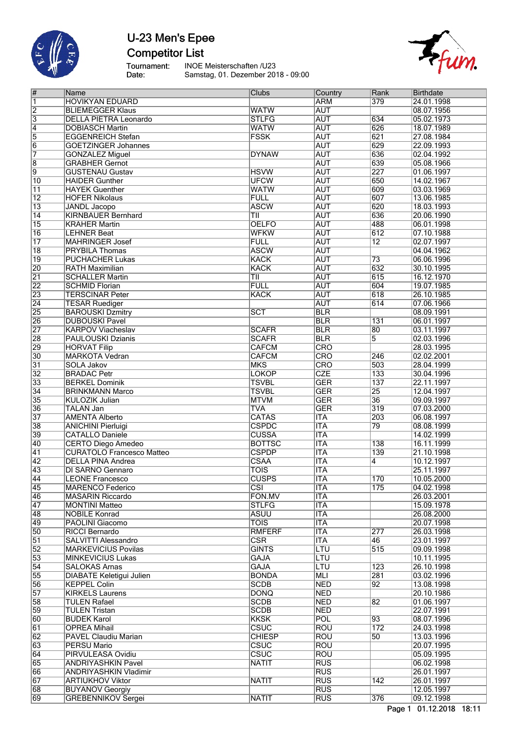# U-23 Men's Epee

## Competitor List

Tournament: INOE Meisterschaften /U23
Date: Samstag, 01. Dezember 2018 - 09:00

| # | Name | Clubs | Country | Rank | Birthdate |
|---|---|---|---|---|---|
| 1 | HOVIKYAN EDUARD | | ARM | 379 | 24.01.1998 |
| 2 | BLIEMEGGER Klaus | WATW | AUT | | 08.07.1956 |
| 3 | DELLA PIETRA Leonardo | STLFG | AUT | 634 | 05.02.1973 |
| 4 | DOBIASCH Martin | WATW | AUT | 626 | 18.07.1989 |
| 5 | EGGENREICH Stefan | FSSK | AUT | 621 | 27.08.1984 |
| 6 | GOETZINGER Johannes | | AUT | 629 | 22.09.1993 |
| 7 | GONZALEZ Miguel | DYNAW | AUT | 636 | 02.04.1992 |
| 8 | GRABHER Gernot | | AUT | 639 | 05.08.1966 |
| 9 | GUSTENAU Gustav | HSVW | AUT | 227 | 01.06.1997 |
| 10 | HAIDER Gunther | UFCW | AUT | 650 | 14.02.1967 |
| 11 | HAYEK Guenther | WATW | AUT | 609 | 03.03.1969 |
| 12 | HOFER Nikolaus | FULL | AUT | 607 | 13.06.1985 |
| 13 | JANDL Jacopo | ASCW | AUT | 620 | 18.03.1993 |
| 14 | KIRNBAUER Bernhard | TII | AUT | 636 | 20.06.1990 |
| 15 | KRAHER Martin | OELFO | AUT | 488 | 06.01.1998 |
| 16 | LEHNER Beat | WFKW | AUT | 612 | 07.10.1988 |
| 17 | MAHRINGER Josef | FULL | AUT | 12 | 02.07.1997 |
| 18 | PRYBILA Thomas | ASCW | AUT | | 04.04.1962 |
| 19 | PUCHACHER Lukas | KACK | AUT | 73 | 06.06.1996 |
| 20 | RATH Maximilian | KACK | AUT | 632 | 30.10.1995 |
| 21 | SCHALLER Martin | TII | AUT | 615 | 16.12.1970 |
| 22 | SCHMID Florian | FULL | AUT | 604 | 19.07.1985 |
| 23 | TERSCINAR Peter | KACK | AUT | 618 | 26.10.1985 |
| 24 | TESAR Ruediger | | AUT | 614 | 07.06.1966 |
| 25 | BAROUSKI Dzmitry | SCT | BLR | | 08.09.1991 |
| 26 | DUBOUSKI Pavel | | BLR | 131 | 06.01.1997 |
| 27 | KARPOV Viacheslav | SCAFR | BLR | 80 | 03.11.1997 |
| 28 | PAULOUSKI Dzianis | SCAFR | BLR | 5 | 02.03.1996 |
| 29 | HORVAT Filip | CAFCM | CRO | | 28.03.1995 |
| 30 | MARKOTA Vedran | CAFCM | CRO | 246 | 02.02.2001 |
| 31 | SOLA Jakov | MKS | CRO | 503 | 28.04.1999 |
| 32 | BRADAC Petr | LOKOP | CZE | 133 | 30.04.1996 |
| 33 | BERKEL Dominik | TSVBL | GER | 137 | 22.11.1997 |
| 34 | BRINKMANN Marco | TSVBL | GER | 25 | 12.04.1997 |
| 35 | KULOZIK Julian | MTVM | GER | 36 | 09.09.1997 |
| 36 | TALAN Jan | TVA | GER | 319 | 07.03.2000 |
| 37 | AMENTA Alberto | CATAS | ITA | 203 | 06.08.1997 |
| 38 | ANICHINI Pierluigi | CSPDC | ITA | 79 | 08.08.1999 |
| 39 | CATALLO Daniele | CUSSA | ITA | | 14.02.1999 |
| 40 | CERTO Diego Amedeo | BOTTSC | ITA | 138 | 16.11.1999 |
| 41 | CURATOLO Francesco Matteo | CSPDP | ITA | 139 | 21.10.1998 |
| 42 | DELLA PINA Andrea | CSAA | ITA | 4 | 10.12.1997 |
| 43 | DI SARNO Gennaro | TOIS | ITA | | 25.11.1997 |
| 44 | LEONE Francesco | CUSPS | ITA | 170 | 10.05.2000 |
| 45 | MARENCO Federico | CSI | ITA | 175 | 04.02.1998 |
| 46 | MASARIN Riccardo | FON.MV | ITA | | 26.03.2001 |
| 47 | MONTINI Matteo | STLFG | ITA | | 15.09.1978 |
| 48 | NOBILE Konrad | ASUU | ITA | | 26.08.2000 |
| 49 | PAOLINI Giacomo | TOIS | ITA | | 20.07.1998 |
| 50 | RICCI Bernardo | RMFERF | ITA | 277 | 26.03.1998 |
| 51 | SALVITTI Alessandro | CSR | ITA | 46 | 23.01.1997 |
| 52 | MARKEVICIUS Povilas | GINTS | LTU | 515 | 09.09.1998 |
| 53 | MINKEVICIUS Lukas | GAJA | LTU | | 10.11.1995 |
| 54 | SALOKAS Arnas | GAJA | LTU | 123 | 26.10.1998 |
| 55 | DIABATE Keletigui Julien | BONDA | MLI | 281 | 03.02.1996 |
| 56 | KEPPEL Colin | SCDB | NED | 92 | 13.08.1998 |
| 57 | KIRKELS Laurens | DONQ | NED | | 20.10.1986 |
| 58 | TULEN Rafael | SCDB | NED | 82 | 01.06.1997 |
| 59 | TULEN Tristan | SCDB | NED | | 22.07.1991 |
| 60 | BUDEK Karol | KKSK | POL | 93 | 08.07.1996 |
| 61 | OPREA Mihail | CSUC | ROU | 172 | 24.03.1998 |
| 62 | PAVEL Claudiu Marian | CHIESP | ROU | 50 | 13.03.1996 |
| 63 | PERSU Mario | CSUC | ROU | | 20.07.1995 |
| 64 | PIRVULEASA Ovidiu | CSUC | ROU | | 05.09.1995 |
| 65 | ANDRIYASHKIN Pavel | NATIT | RUS | | 06.02.1998 |
| 66 | ANDRIYASHKIN Vladimir | | RUS | | 26.01.1997 |
| 67 | ARTIUKHOV Viktor | NATIT | RUS | 142 | 26.01.1997 |
| 68 | BUYANOV Georgiy | | RUS | | 12.05.1997 |
| 69 | GREBENNIKOV Sergei | NATIT | RUS | 376 | 09.12.1998 |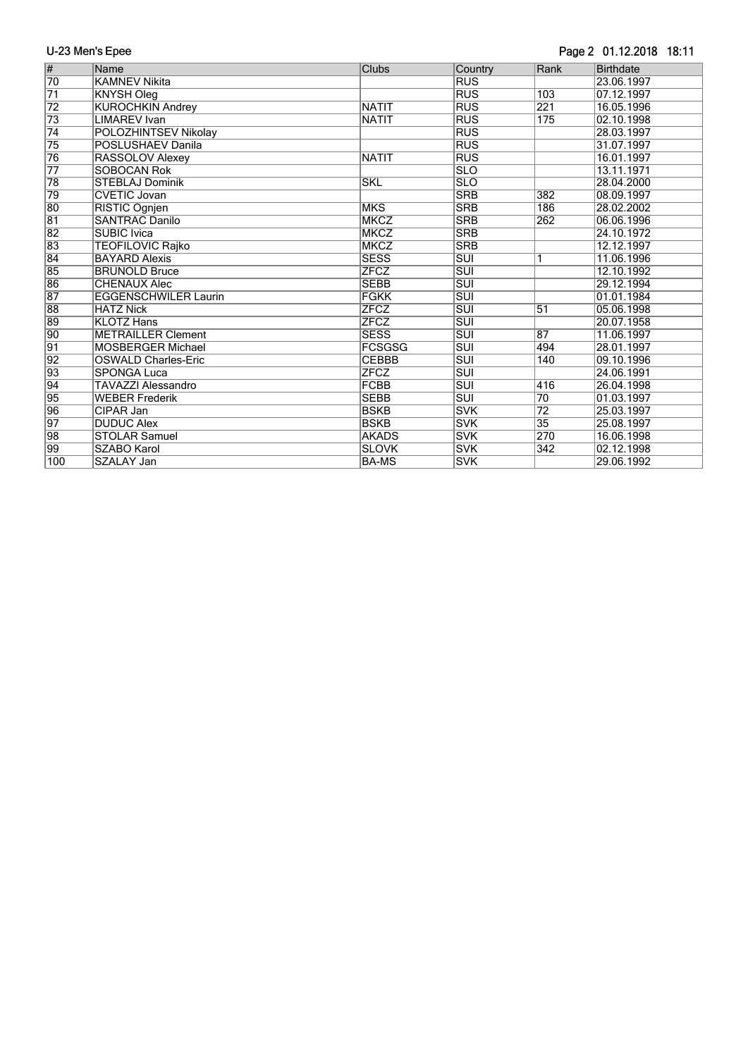| # | Name | Clubs | Country | Rank | Birthdate |
|---|---|---|---|---|---|
| 70 | KAMNEV Nikita | | RUS | | 23.06.1997 |
| 71 | KNYSH Oleg | | RUS | 103 | 07.12.1997 |
| 72 | KUROCHKIN Andrey | NATIT | RUS | 221 | 16.05.1996 |
| 73 | LIMAREV Ivan | NATIT | RUS | 175 | 02.10.1998 |
| 74 | POLOZHINTSEV Nikolay | | RUS | | 28.03.1997 |
| 75 | POSLUSHAEV Danila | | RUS | | 31.07.1997 |
| 76 | RASSOLOV Alexey | NATIT | RUS | | 16.01.1997 |
| 77 | SOBOCAN Rok | | SLO | | 13.11.1971 |
| 78 | STEBLAJ Dominik | SKL | SLO | | 28.04.2000 |
| 79 | CVETIC Jovan | | SRB | 382 | 08.09.1997 |
| 80 | RISTIC Ognjen | MKS | SRB | 186 | 28.02.2002 |
| 81 | SANTRAC Danilo | MKCZ | SRB | 262 | 06.06.1996 |
| 82 | SUBIC Ivica | MKCZ | SRB | | 24.10.1972 |
| 83 | TEOFILOVIC Rajko | MKCZ | SRB | | 12.12.1997 |
| 84 | BAYARD Alexis | SESS | SUI | 1 | 11.06.1996 |
| 85 | BRUNOLD Bruce | ZFCZ | SUI | | 12.10.1992 |
| 86 | CHENAUX Alec | SEBB | SUI | | 29.12.1994 |
| 87 | EGGENSCHWILER Laurin | FGKK | SUI | | 01.01.1984 |
| 88 | HATZ Nick | ZFCZ | SUI | 51 | 05.06.1998 |
| 89 | KLOTZ Hans | ZFCZ | SUI | | 20.07.1958 |
| 90 | METRAILLER Clement | SESS | SUI | 87 | 11.06.1997 |
| 91 | MOSBERGER Michael | FCSGSG | SUI | 494 | 28.01.1997 |
| 92 | OSWALD Charles-Eric | CEBBB | SUI | 140 | 09.10.1996 |
| 93 | SPONGA Luca | ZFCZ | SUI | | 24.06.1991 |
| 94 | TAVAZZI Alessandro | FCBB | SUI | 416 | 26.04.1998 |
| 95 | WEBER Frederik | SEBB | SUI | 70 | 01.03.1997 |
| 96 | CIPAR Jan | BSKB | SVK | 72 | 25.03.1997 |
| 97 | DUDUC Alex | BSKB | SVK | 35 | 25.08.1997 |
| 98 | STOLAR Samuel | AKADS | SVK | 270 | 16.06.1998 |
| 99 | SZABO Karol | SLOVK | SVK | 342 | 02.12.1998 |
| 100 | SZALAY Jan | BA-MS | SVK | | 29.06.1992 |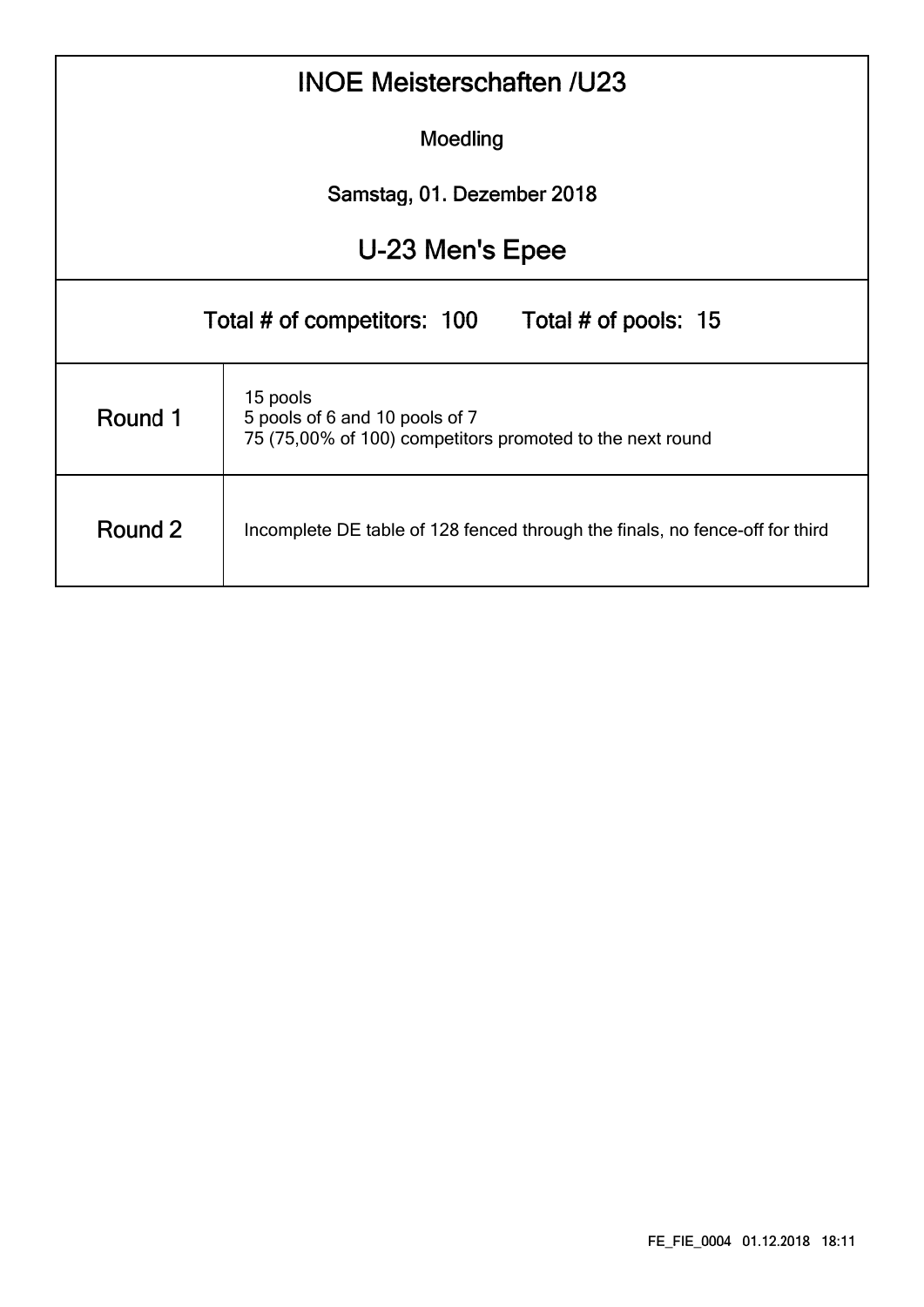# INOE Meisterschaften /U23

Moedling

Samstag, 01. Dezember 2018

## U-23 Men's Epee

Total # of competitors: 100 Total # of pools: 15

| | |
|---|---|
| Round 1 | 15 pools<br>5 pools of 6 and 10 pools of 7<br>75 (75,00% of 100) competitors promoted to the next round |
| Round 2 | Incomplete DE table of 128 fenced through the finals, no fence-off for third |

FE_FIE_0004 01.12.2018 18:11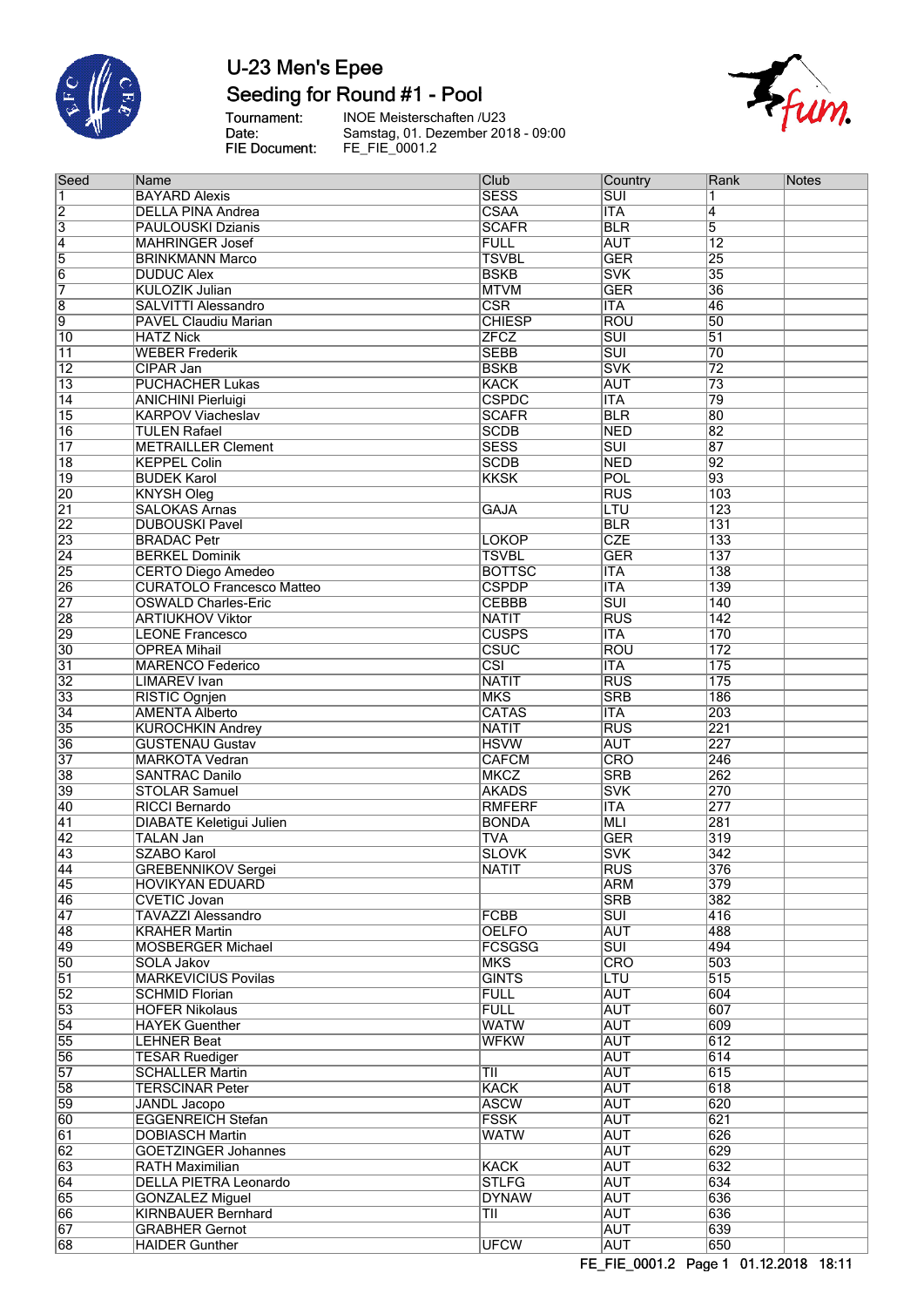# U-23 Men's Epee

## Seeding for Round #1 - Pool

Tournament: INOE Meisterschaften /U23
Date: Samstag, 01. Dezember 2018 - 09:00
FIE Document: FE_FIE_0001.2

| Seed | Name | Club | Country | Rank | Notes |
|---|---|---|---|---|---|
| 1 | BAYARD Alexis | SESS | SUI | 1 | |
| 2 | DELLA PINA Andrea | CSAA | ITA | 4 | |
| 3 | PAULOUSKI Dzianis | SCAFR | BLR | 5 | |
| 4 | MAHRINGER Josef | FULL | AUT | 12 | |
| 5 | BRINKMANN Marco | TSVBL | GER | 25 | |
| 6 | DUDUC Alex | BSKB | SVK | 35 | |
| 7 | KULOZIK Julian | MTVM | GER | 36 | |
| 8 | SALVITTI Alessandro | CSR | ITA | 46 | |
| 9 | PAVEL Claudiu Marian | CHIESP | ROU | 50 | |
| 10 | HATZ Nick | ZFCZ | SUI | 51 | |
| 11 | WEBER Frederik | SEBB | SUI | 70 | |
| 12 | CIPAR Jan | BSKB | SVK | 72 | |
| 13 | PUCHACHER Lukas | KACK | AUT | 73 | |
| 14 | ANICHINI Pierluigi | CSPDC | ITA | 79 | |
| 15 | KARPOV Viacheslav | SCAFR | BLR | 80 | |
| 16 | TULEN Rafael | SCDB | NED | 82 | |
| 17 | METRAILLER Clement | SESS | SUI | 87 | |
| 18 | KEPPEL Colin | SCDB | NED | 92 | |
| 19 | BUDEK Karol | KKSK | POL | 93 | |
| 20 | KNYSH Oleg | | RUS | 103 | |
| 21 | SALOKAS Arnas | GAJA | LTU | 123 | |
| 22 | DUBOUSKI Pavel | | BLR | 131 | |
| 23 | BRADAC Petr | LOKOP | CZE | 133 | |
| 24 | BERKEL Dominik | TSVBL | GER | 137 | |
| 25 | CERTO Diego Amedeo | BOTTSC | ITA | 138 | |
| 26 | CURATOLO Francesco Matteo | CSPDP | ITA | 139 | |
| 27 | OSWALD Charles-Eric | CEBBB | SUI | 140 | |
| 28 | ARTIUKHOV Viktor | NATIT | RUS | 142 | |
| 29 | LEONE Francesco | CUSPS | ITA | 170 | |
| 30 | OPREA Mihail | CSUC | ROU | 172 | |
| 31 | MARENCO Federico | CSI | ITA | 175 | |
| 32 | LIMAREV Ivan | NATIT | RUS | 175 | |
| 33 | RISTIC Ognjen | MKS | SRB | 186 | |
| 34 | AMENTA Alberto | CATAS | ITA | 203 | |
| 35 | KUROCHKIN Andrey | NATIT | RUS | 221 | |
| 36 | GUSTENAU Gustav | HSVW | AUT | 227 | |
| 37 | MARKOTA Vedran | CAFCM | CRO | 246 | |
| 38 | SANTRAC Danilo | MKCZ | SRB | 262 | |
| 39 | STOLAR Samuel | AKADS | SVK | 270 | |
| 40 | RICCI Bernardo | RMFERF | ITA | 277 | |
| 41 | DIABATE Keletigui Julien | BONDA | MLI | 281 | |
| 42 | TALAN Jan | TVA | GER | 319 | |
| 43 | SZABO Karol | SLOVK | SVK | 342 | |
| 44 | GREBENNIKOV Sergei | NATIT | RUS | 376 | |
| 45 | HOVIKYAN EDUARD | | ARM | 379 | |
| 46 | CVETIC Jovan | | SRB | 382 | |
| 47 | TAVAZZI Alessandro | FCBB | SUI | 416 | |
| 48 | KRAHER Martin | OELFO | AUT | 488 | |
| 49 | MOSBERGER Michael | FCSGSG | SUI | 494 | |
| 50 | SOLA Jakov | MKS | CRO | 503 | |
| 51 | MARKEVICIUS Povilas | GINTS | LTU | 515 | |
| 52 | SCHMID Florian | FULL | AUT | 604 | |
| 53 | HOFER Nikolaus | FULL | AUT | 607 | |
| 54 | HAYEK Guenther | WATW | AUT | 609 | |
| 55 | LEHNER Beat | WFKW | AUT | 612 | |
| 56 | TESAR Ruediger | | AUT | 614 | |
| 57 | SCHALLER Martin | TII | AUT | 615 | |
| 58 | TERSCINAR Peter | KACK | AUT | 618 | |
| 59 | JANDL Jacopo | ASCW | AUT | 620 | |
| 60 | EGGENREICH Stefan | FSSK | AUT | 621 | |
| 61 | DOBIASCH Martin | WATW | AUT | 626 | |
| 62 | GOETZINGER Johannes | | AUT | 629 | |
| 63 | RATH Maximilian | KACK | AUT | 632 | |
| 64 | DELLA PIETRA Leonardo | STLFG | AUT | 634 | |
| 65 | GONZALEZ Miguel | DYNAW | AUT | 636 | |
| 66 | KIRNBAUER Bernhard | TII | AUT | 636 | |
| 67 | GRABHER Gernot | | AUT | 639 | |
| 68 | HAIDER Gunther | UFCW | AUT | 650 | |

FE_FIE_0001.2 Page 1 01.12.2018 18:11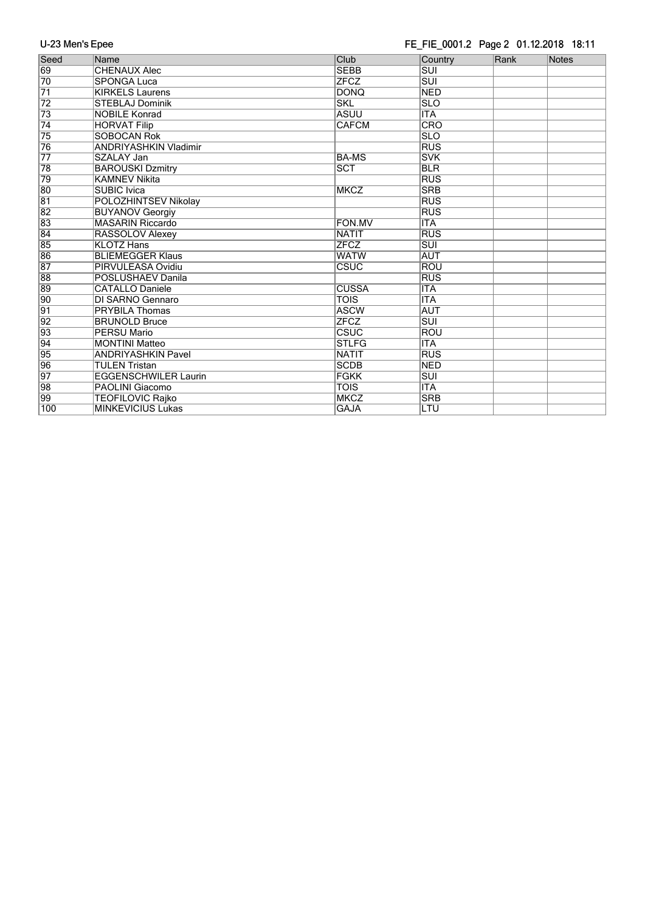| Seed | Name | Club | Country | Rank | Notes |
|---|---|---|---|---|---|
| 69 | CHENAUX Alec | SEBB | SUI | | |
| 70 | SPONGA Luca | ZFCZ | SUI | | |
| 71 | KIRKELS Laurens | DONQ | NED | | |
| 72 | STEBLAJ Dominik | SKL | SLO | | |
| 73 | NOBILE Konrad | ASUU | ITA | | |
| 74 | HORVAT Filip | CAFCM | CRO | | |
| 75 | SOBOCAN Rok | | SLO | | |
| 76 | ANDRIYASHKIN Vladimir | | RUS | | |
| 77 | SZALAY Jan | BA-MS | SVK | | |
| 78 | BAROUSKI Dzmitry | SCT | BLR | | |
| 79 | KAMNEV Nikita | | RUS | | |
| 80 | SUBIC Ivica | MKCZ | SRB | | |
| 81 | POLOZHINTSEV Nikolay | | RUS | | |
| 82 | BUYANOV Georgiy | | RUS | | |
| 83 | MASARIN Riccardo | FON.MV | ITA | | |
| 84 | RASSOLOV Alexey | NATIT | RUS | | |
| 85 | KLOTZ Hans | ZFCZ | SUI | | |
| 86 | BLIEMEGGER Klaus | WATW | AUT | | |
| 87 | PIRVULEASA Ovidiu | CSUC | ROU | | |
| 88 | POSLUSHAEV Danila | | RUS | | |
| 89 | CATALLO Daniele | CUSSA | ITA | | |
| 90 | DI SARNO Gennaro | TOIS | ITA | | |
| 91 | PRYBILA Thomas | ASCW | AUT | | |
| 92 | BRUNOLD Bruce | ZFCZ | SUI | | |
| 93 | PERSU Mario | CSUC | ROU | | |
| 94 | MONTINI Matteo | STLFG | ITA | | |
| 95 | ANDRIYASHKIN Pavel | NATIT | RUS | | |
| 96 | TULEN Tristan | SCDB | NED | | |
| 97 | EGGENSCHWILER Laurin | FGKK | SUI | | |
| 98 | PAOLINI Giacomo | TOIS | ITA | | |
| 99 | TEOFILOVIC Rajko | MKCZ | SRB | | |
| 100 | MINKEVICIUS Lukas | GAJA | LTU | | |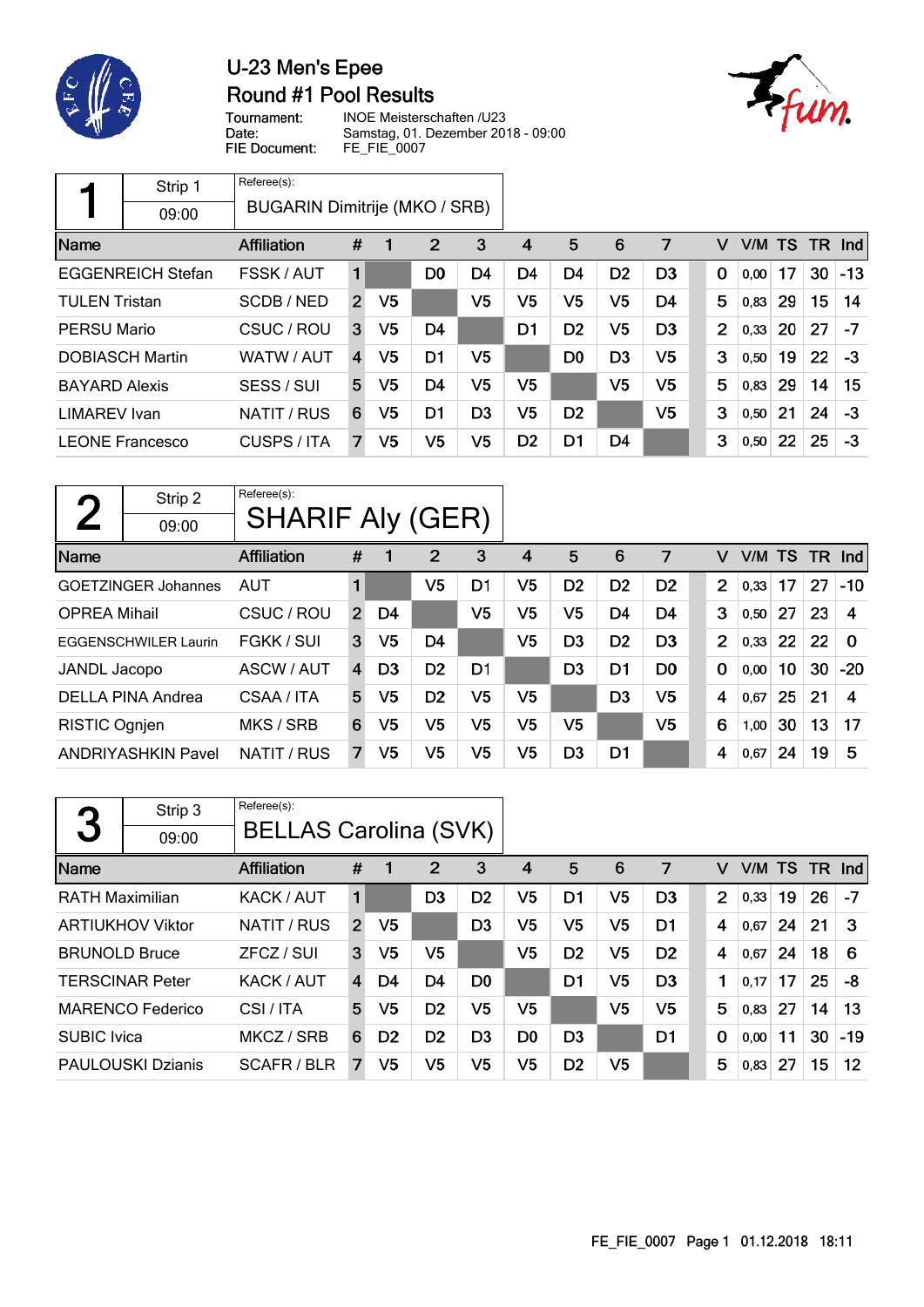# U-23 Men's Epee
## Round #1 Pool Results

Tournament: INOE Meisterschaften /U23
Date: Samstag, 01. Dezember 2018 - 09:00
FIE Document: FE_FIE_0007

### Pool 1

Strip 1 — 09:00
Referee(s): BUGARIN Dimitrije (MKO / SRB)

| Name | Affiliation | # | 1 | 2 | 3 | 4 | 5 | 6 | 7 | V | V/M | TS | TR | Ind |
|---|---|---|---|---|---|---|---|---|---|---|---|---|---|---|
| EGGENREICH Stefan | FSSK / AUT | 1 | | D0 | D4 | D4 | D4 | D2 | D3 | 0 | 0,00 | 17 | 30 | -13 |
| TULEN Tristan | SCDB / NED | 2 | V5 | | V5 | V5 | V5 | V5 | D4 | 5 | 0,83 | 29 | 15 | 14 |
| PERSU Mario | CSUC / ROU | 3 | V5 | D4 | | D1 | D2 | V5 | D3 | 2 | 0,33 | 20 | 27 | -7 |
| DOBIASCH Martin | WATW / AUT | 4 | V5 | D1 | V5 | | D0 | D3 | V5 | 3 | 0,50 | 19 | 22 | -3 |
| BAYARD Alexis | SESS / SUI | 5 | V5 | D4 | V5 | V5 | | V5 | V5 | 5 | 0,83 | 29 | 14 | 15 |
| LIMAREV Ivan | NATIT / RUS | 6 | V5 | D1 | D3 | V5 | D2 | | V5 | 3 | 0,50 | 21 | 24 | -3 |
| LEONE Francesco | CUSPS / ITA | 7 | V5 | V5 | V5 | D2 | D1 | D4 | | 3 | 0,50 | 22 | 25 | -3 |

### Pool 2

Strip 2 — 09:00
Referee(s): SHARIF Aly (GER)

| Name | Affiliation | # | 1 | 2 | 3 | 4 | 5 | 6 | 7 | V | V/M | TS | TR | Ind |
|---|---|---|---|---|---|---|---|---|---|---|---|---|---|---|
| GOETZINGER Johannes | AUT | 1 | | V5 | D1 | V5 | D2 | D2 | D2 | 2 | 0,33 | 17 | 27 | -10 |
| OPREA Mihail | CSUC / ROU | 2 | D4 | | V5 | V5 | V5 | D4 | D4 | 3 | 0,50 | 27 | 23 | 4 |
| EGGENSCHWILER Laurin | FGKK / SUI | 3 | V5 | D4 | | V5 | D3 | D2 | D3 | 2 | 0,33 | 22 | 22 | 0 |
| JANDL Jacopo | ASCW / AUT | 4 | D3 | D2 | D1 | | D3 | D1 | D0 | 0 | 0,00 | 10 | 30 | -20 |
| DELLA PINA Andrea | CSAA / ITA | 5 | V5 | D2 | V5 | V5 | | D3 | V5 | 4 | 0,67 | 25 | 21 | 4 |
| RISTIC Ognjen | MKS / SRB | 6 | V5 | V5 | V5 | V5 | V5 | | V5 | 6 | 1,00 | 30 | 13 | 17 |
| ANDRIYASHKIN Pavel | NATIT / RUS | 7 | V5 | V5 | V5 | V5 | D3 | D1 | | 4 | 0,67 | 24 | 19 | 5 |

### Pool 3

Strip 3 — 09:00
Referee(s): BELLAS Carolina (SVK)

| Name | Affiliation | # | 1 | 2 | 3 | 4 | 5 | 6 | 7 | V | V/M | TS | TR | Ind |
|---|---|---|---|---|---|---|---|---|---|---|---|---|---|---|
| RATH Maximilian | KACK / AUT | 1 | | D3 | D2 | V5 | D1 | V5 | D3 | 2 | 0,33 | 19 | 26 | -7 |
| ARTIUKHOV Viktor | NATIT / RUS | 2 | V5 | | D3 | V5 | V5 | V5 | D1 | 4 | 0,67 | 24 | 21 | 3 |
| BRUNOLD Bruce | ZFCZ / SUI | 3 | V5 | V5 | | V5 | D2 | V5 | D2 | 4 | 0,67 | 24 | 18 | 6 |
| TERSCINAR Peter | KACK / AUT | 4 | D4 | D4 | D0 | | D1 | V5 | D3 | 1 | 0,17 | 17 | 25 | -8 |
| MARENCO Federico | CSI / ITA | 5 | V5 | D2 | V5 | V5 | | V5 | V5 | 5 | 0,83 | 27 | 14 | 13 |
| SUBIC Ivica | MKCZ / SRB | 6 | D2 | D2 | D3 | D0 | D3 | | D1 | 0 | 0,00 | 11 | 30 | -19 |
| PAULOUSKI Dzianis | SCAFR / BLR | 7 | V5 | V5 | V5 | V5 | D2 | V5 | | 5 | 0,83 | 27 | 15 | 12 |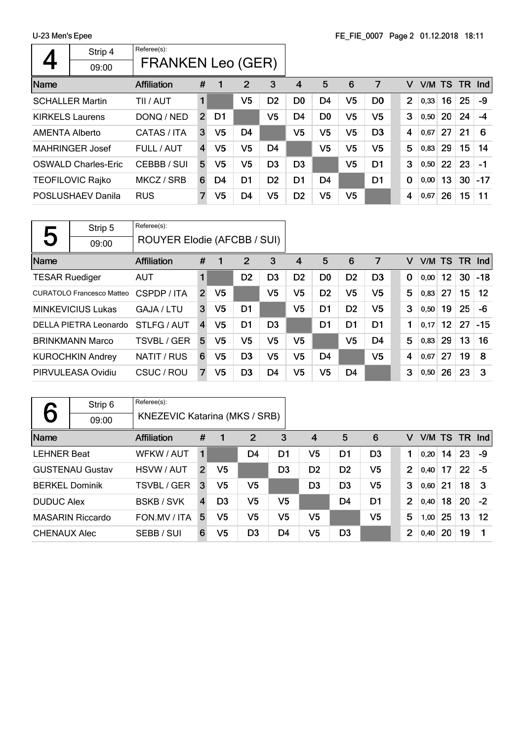U-23 Men's Epee

## 4 — Strip 4 — 09:00

Referee(s): FRANKEN Leo (GER)

| Name | Affiliation | # | 1 | 2 | 3 | 4 | 5 | 6 | 7 | V | V/M | TS | TR | Ind |
|---|---|---|---|---|---|---|---|---|---|---|---|---|---|---|
| SCHALLER Martin | TII / AUT | 1 | | V5 | D2 | D0 | D4 | V5 | D0 | 2 | 0,33 | 16 | 25 | -9 |
| KIRKELS Laurens | DONQ / NED | 2 | D1 | | V5 | D4 | D0 | V5 | V5 | 3 | 0,50 | 20 | 24 | -4 |
| AMENTA Alberto | CATAS / ITA | 3 | V5 | D4 | | V5 | V5 | V5 | D3 | 4 | 0,67 | 27 | 21 | 6 |
| MAHRINGER Josef | FULL / AUT | 4 | V5 | V5 | D4 | | V5 | V5 | V5 | 5 | 0,83 | 29 | 15 | 14 |
| OSWALD Charles-Eric | CEBBB / SUI | 5 | V5 | V5 | D3 | D3 | | V5 | D1 | 3 | 0,50 | 22 | 23 | -1 |
| TEOFILOVIC Rajko | MKCZ / SRB | 6 | D4 | D1 | D2 | D1 | D4 | | D1 | 0 | 0,00 | 13 | 30 | -17 |
| POSLUSHAEV Danila | RUS | 7 | V5 | D4 | V5 | D2 | V5 | V5 | | 4 | 0,67 | 26 | 15 | 11 |

## 5 — Strip 5 — 09:00

Referee(s): ROUYER Elodie (AFCBB / SUI)

| Name | Affiliation | # | 1 | 2 | 3 | 4 | 5 | 6 | 7 | V | V/M | TS | TR | Ind |
|---|---|---|---|---|---|---|---|---|---|---|---|---|---|---|
| TESAR Ruediger | AUT | 1 | | D2 | D3 | D2 | D0 | D2 | D3 | 0 | 0,00 | 12 | 30 | -18 |
| CURATOLO Francesco Matteo | CSPDP / ITA | 2 | V5 | | V5 | V5 | D2 | V5 | V5 | 5 | 0,83 | 27 | 15 | 12 |
| MINKEVICIUS Lukas | GAJA / LTU | 3 | V5 | D1 | | V5 | D1 | D2 | V5 | 3 | 0,50 | 19 | 25 | -6 |
| DELLA PIETRA Leonardo | STLFG / AUT | 4 | V5 | D1 | D3 | | D1 | D1 | D1 | 1 | 0,17 | 12 | 27 | -15 |
| BRINKMANN Marco | TSVBL / GER | 5 | V5 | V5 | V5 | V5 | | V5 | D4 | 5 | 0,83 | 29 | 13 | 16 |
| KUROCHKIN Andrey | NATIT / RUS | 6 | V5 | D3 | V5 | V5 | D4 | | V5 | 4 | 0,67 | 27 | 19 | 8 |
| PIRVULEASA Ovidiu | CSUC / ROU | 7 | V5 | D3 | D4 | V5 | V5 | D4 | | 3 | 0,50 | 26 | 23 | 3 |

## 6 — Strip 6 — 09:00

Referee(s): KNEZEVIC Katarina (MKS / SRB)

| Name | Affiliation | # | 1 | 2 | 3 | 4 | 5 | 6 | V | V/M | TS | TR | Ind |
|---|---|---|---|---|---|---|---|---|---|---|---|---|---|
| LEHNER Beat | WFKW / AUT | 1 | | D4 | D1 | V5 | D1 | D3 | 1 | 0,20 | 14 | 23 | -9 |
| GUSTENAU Gustav | HSVW / AUT | 2 | V5 | | D3 | D2 | D2 | V5 | 2 | 0,40 | 17 | 22 | -5 |
| BERKEL Dominik | TSVBL / GER | 3 | V5 | V5 | | D3 | D3 | V5 | 3 | 0,60 | 21 | 18 | 3 |
| DUDUC Alex | BSKB / SVK | 4 | D3 | V5 | V5 | | D4 | D1 | 2 | 0,40 | 18 | 20 | -2 |
| MASARIN Riccardo | FON.MV / ITA | 5 | V5 | V5 | V5 | V5 | | V5 | 5 | 1,00 | 25 | 13 | 12 |
| CHENAUX Alec | SEBB / SUI | 6 | V5 | D3 | D4 | V5 | D3 | | 2 | 0,40 | 20 | 19 | 1 |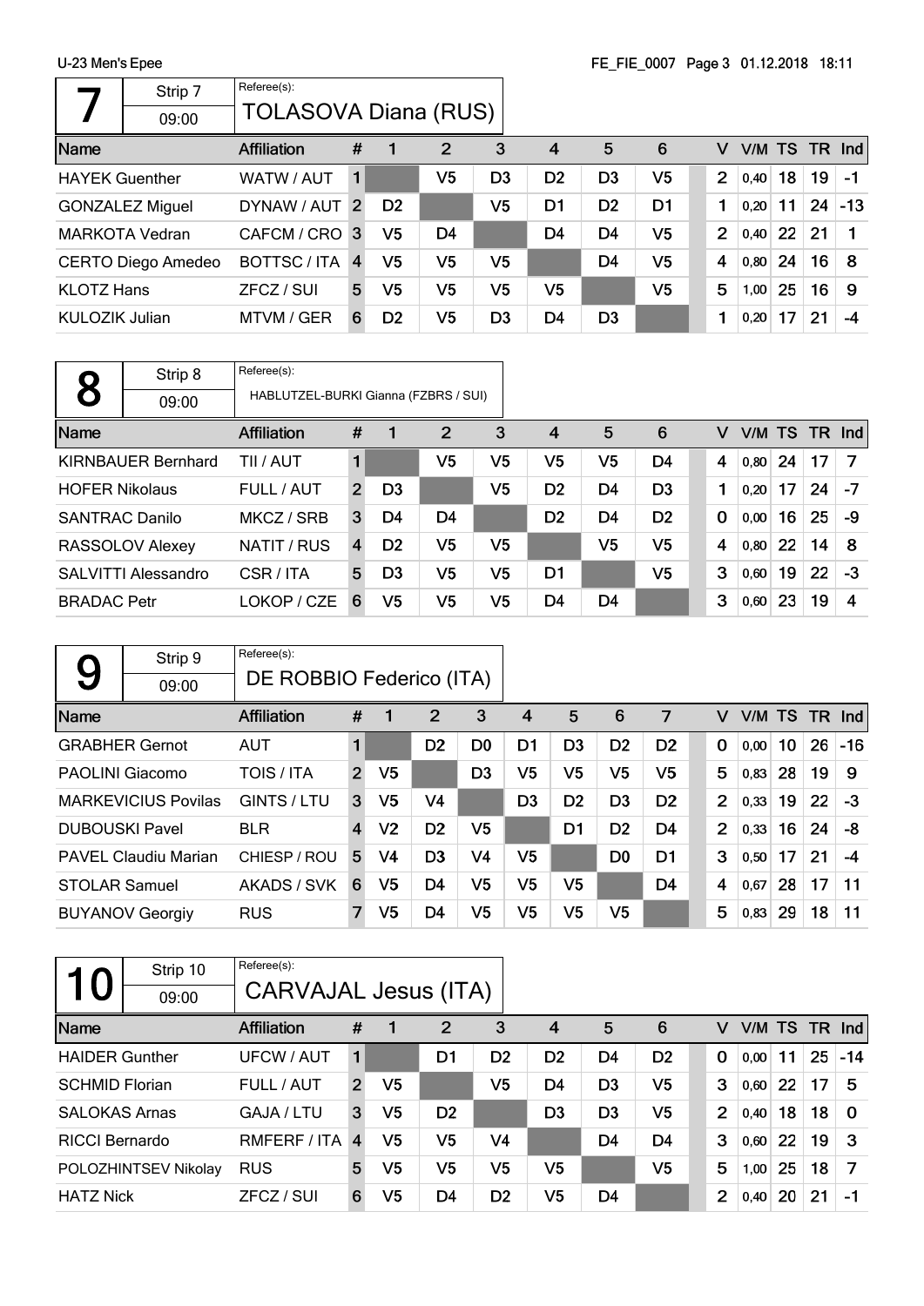## 7

Strip 7 — 09:00

Referee(s): TOLASOVA Diana (RUS)

| Name | Affiliation | # | 1 | 2 | 3 | 4 | 5 | 6 | V | V/M | TS | TR | Ind |
|---|---|---|---|---|---|---|---|---|---|---|---|---|---|
| HAYEK Guenther | WATW / AUT | 1 | | V5 | D3 | D2 | D3 | V5 | 2 | 0,40 | 18 | 19 | -1 |
| GONZALEZ Miguel | DYNAW / AUT | 2 | D2 | | V5 | D1 | D2 | D1 | 1 | 0,20 | 11 | 24 | -13 |
| MARKOTA Vedran | CAFCM / CRO | 3 | V5 | D4 | | D4 | D4 | V5 | 2 | 0,40 | 22 | 21 | 1 |
| CERTO Diego Amedeo | BOTTSC / ITA | 4 | V5 | V5 | V5 | | D4 | V5 | 4 | 0,80 | 24 | 16 | 8 |
| KLOTZ Hans | ZFCZ / SUI | 5 | V5 | V5 | V5 | V5 | | V5 | 5 | 1,00 | 25 | 16 | 9 |
| KULOZIK Julian | MTVM / GER | 6 | D2 | V5 | D3 | D4 | D3 | | 1 | 0,20 | 17 | 21 | -4 |

## 8

Strip 8 — 09:00

Referee(s): HABLUTZEL-BURKI Gianna (FZBRS / SUI)

| Name | Affiliation | # | 1 | 2 | 3 | 4 | 5 | 6 | V | V/M | TS | TR | Ind |
|---|---|---|---|---|---|---|---|---|---|---|---|---|---|
| KIRNBAUER Bernhard | TII / AUT | 1 | | V5 | V5 | V5 | V5 | D4 | 4 | 0,80 | 24 | 17 | 7 |
| HOFER Nikolaus | FULL / AUT | 2 | D3 | | V5 | D2 | D4 | D3 | 1 | 0,20 | 17 | 24 | -7 |
| SANTRAC Danilo | MKCZ / SRB | 3 | D4 | D4 | | D2 | D4 | D2 | 0 | 0,00 | 16 | 25 | -9 |
| RASSOLOV Alexey | NATIT / RUS | 4 | D2 | V5 | V5 | | V5 | V5 | 4 | 0,80 | 22 | 14 | 8 |
| SALVITTI Alessandro | CSR / ITA | 5 | D3 | V5 | V5 | D1 | | V5 | 3 | 0,60 | 19 | 22 | -3 |
| BRADAC Petr | LOKOP / CZE | 6 | V5 | V5 | V5 | D4 | D4 | | 3 | 0,60 | 23 | 19 | 4 |

## 9

Strip 9 — 09:00

Referee(s): DE ROBBIO Federico (ITA)

| Name | Affiliation | # | 1 | 2 | 3 | 4 | 5 | 6 | 7 | V | V/M | TS | TR | Ind |
|---|---|---|---|---|---|---|---|---|---|---|---|---|---|---|
| GRABHER Gernot | AUT | 1 | | D2 | D0 | D1 | D3 | D2 | D2 | 0 | 0,00 | 10 | 26 | -16 |
| PAOLINI Giacomo | TOIS / ITA | 2 | V5 | | D3 | V5 | V5 | V5 | V5 | 5 | 0,83 | 28 | 19 | 9 |
| MARKEVICIUS Povilas | GINTS / LTU | 3 | V5 | V4 | | D3 | D2 | D3 | D2 | 2 | 0,33 | 19 | 22 | -3 |
| DUBOUSKI Pavel | BLR | 4 | V2 | D2 | V5 | | D1 | D2 | D4 | 2 | 0,33 | 16 | 24 | -8 |
| PAVEL Claudiu Marian | CHIESP / ROU | 5 | V4 | D3 | V4 | V5 | | D0 | D1 | 3 | 0,50 | 17 | 21 | -4 |
| STOLAR Samuel | AKADS / SVK | 6 | V5 | D4 | V5 | V5 | V5 | | D4 | 4 | 0,67 | 28 | 17 | 11 |
| BUYANOV Georgiy | RUS | 7 | V5 | D4 | V5 | V5 | V5 | V5 | | 5 | 0,83 | 29 | 18 | 11 |

## 10

Strip 10 — 09:00

Referee(s): CARVAJAL Jesus (ITA)

| Name | Affiliation | # | 1 | 2 | 3 | 4 | 5 | 6 | V | V/M | TS | TR | Ind |
|---|---|---|---|---|---|---|---|---|---|---|---|---|---|
| HAIDER Gunther | UFCW / AUT | 1 | | D1 | D2 | D2 | D4 | D2 | 0 | 0,00 | 11 | 25 | -14 |
| SCHMID Florian | FULL / AUT | 2 | V5 | | V5 | D4 | D3 | V5 | 3 | 0,60 | 22 | 17 | 5 |
| SALOKAS Arnas | GAJA / LTU | 3 | V5 | D2 | | D3 | D3 | V5 | 2 | 0,40 | 18 | 18 | 0 |
| RICCI Bernardo | RMFERF / ITA | 4 | V5 | V5 | V4 | | D4 | D4 | 3 | 0,60 | 22 | 19 | 3 |
| POLOZHINTSEV Nikolay | RUS | 5 | V5 | V5 | V5 | V5 | | V5 | 5 | 1,00 | 25 | 18 | 7 |
| HATZ Nick | ZFCZ / SUI | 6 | V5 | D4 | D2 | V5 | D4 | | 2 | 0,40 | 20 | 21 | -1 |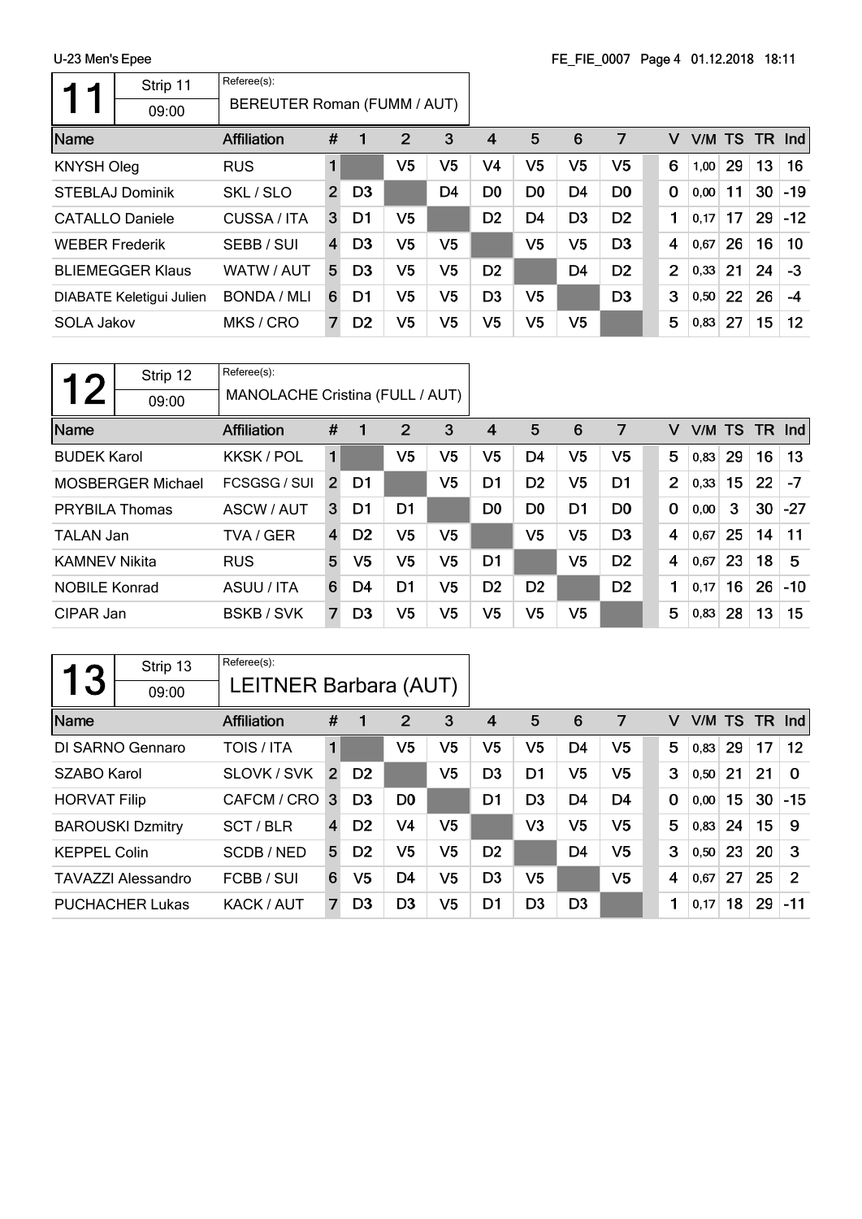## 11 — Strip 11 — 09:00

Referee(s): BEREUTER Roman (FUMM / AUT)

| Name | Affiliation | # | 1 | 2 | 3 | 4 | 5 | 6 | 7 | V | V/M | TS | TR | Ind |
|---|---|---|---|---|---|---|---|---|---|---|---|---|---|---|
| KNYSH Oleg | RUS | 1 | | V5 | V5 | V4 | V5 | V5 | V5 | 6 | 1,00 | 29 | 13 | 16 |
| STEBLAJ Dominik | SKL / SLO | 2 | D3 | | D4 | D0 | D0 | D4 | D0 | 0 | 0,00 | 11 | 30 | -19 |
| CATALLO Daniele | CUSSA / ITA | 3 | D1 | V5 | | D2 | D4 | D3 | D2 | 1 | 0,17 | 17 | 29 | -12 |
| WEBER Frederik | SEBB / SUI | 4 | D3 | V5 | V5 | | V5 | V5 | D3 | 4 | 0,67 | 26 | 16 | 10 |
| BLIEMEGGER Klaus | WATW / AUT | 5 | D3 | V5 | V5 | D2 | | D4 | D2 | 2 | 0,33 | 21 | 24 | -3 |
| DIABATE Keletigui Julien | BONDA / MLI | 6 | D1 | V5 | V5 | D3 | V5 | | D3 | 3 | 0,50 | 22 | 26 | -4 |
| SOLA Jakov | MKS / CRO | 7 | D2 | V5 | V5 | V5 | V5 | V5 | | 5 | 0,83 | 27 | 15 | 12 |

## 12 — Strip 12 — 09:00

Referee(s): MANOLACHE Cristina (FULL / AUT)

| Name | Affiliation | # | 1 | 2 | 3 | 4 | 5 | 6 | 7 | V | V/M | TS | TR | Ind |
|---|---|---|---|---|---|---|---|---|---|---|---|---|---|---|
| BUDEK Karol | KKSK / POL | 1 | | V5 | V5 | V5 | D4 | V5 | V5 | 5 | 0,83 | 29 | 16 | 13 |
| MOSBERGER Michael | FCSGSG / SUI | 2 | D1 | | V5 | D1 | D2 | V5 | D1 | 2 | 0,33 | 15 | 22 | -7 |
| PRYBILA Thomas | ASCW / AUT | 3 | D1 | D1 | | D0 | D0 | D1 | D0 | 0 | 0,00 | 3 | 30 | -27 |
| TALAN Jan | TVA / GER | 4 | D2 | V5 | V5 | | V5 | V5 | D3 | 4 | 0,67 | 25 | 14 | 11 |
| KAMNEV Nikita | RUS | 5 | V5 | V5 | V5 | D1 | | V5 | D2 | 4 | 0,67 | 23 | 18 | 5 |
| NOBILE Konrad | ASUU / ITA | 6 | D4 | D1 | V5 | D2 | D2 | | D2 | 1 | 0,17 | 16 | 26 | -10 |
| CIPAR Jan | BSKB / SVK | 7 | D3 | V5 | V5 | V5 | V5 | V5 | | 5 | 0,83 | 28 | 13 | 15 |

## 13 — Strip 13 — 09:00

Referee(s): LEITNER Barbara (AUT)

| Name | Affiliation | # | 1 | 2 | 3 | 4 | 5 | 6 | 7 | V | V/M | TS | TR | Ind |
|---|---|---|---|---|---|---|---|---|---|---|---|---|---|---|
| DI SARNO Gennaro | TOIS / ITA | 1 | | V5 | V5 | V5 | V5 | D4 | V5 | 5 | 0,83 | 29 | 17 | 12 |
| SZABO Karol | SLOVK / SVK | 2 | D2 | | V5 | D3 | D1 | V5 | V5 | 3 | 0,50 | 21 | 21 | 0 |
| HORVAT Filip | CAFCM / CRO | 3 | D3 | D0 | | D1 | D3 | D4 | D4 | 0 | 0,00 | 15 | 30 | -15 |
| BAROUSKI Dzmitry | SCT / BLR | 4 | D2 | V4 | V5 | | V3 | V5 | V5 | 5 | 0,83 | 24 | 15 | 9 |
| KEPPEL Colin | SCDB / NED | 5 | D2 | V5 | V5 | D2 | | D4 | V5 | 3 | 0,50 | 23 | 20 | 3 |
| TAVAZZI Alessandro | FCBB / SUI | 6 | V5 | D4 | V5 | D3 | V5 | | V5 | 4 | 0,67 | 27 | 25 | 2 |
| PUCHACHER Lukas | KACK / AUT | 7 | D3 | D3 | V5 | D1 | D3 | D3 | | 1 | 0,17 | 18 | 29 | -11 |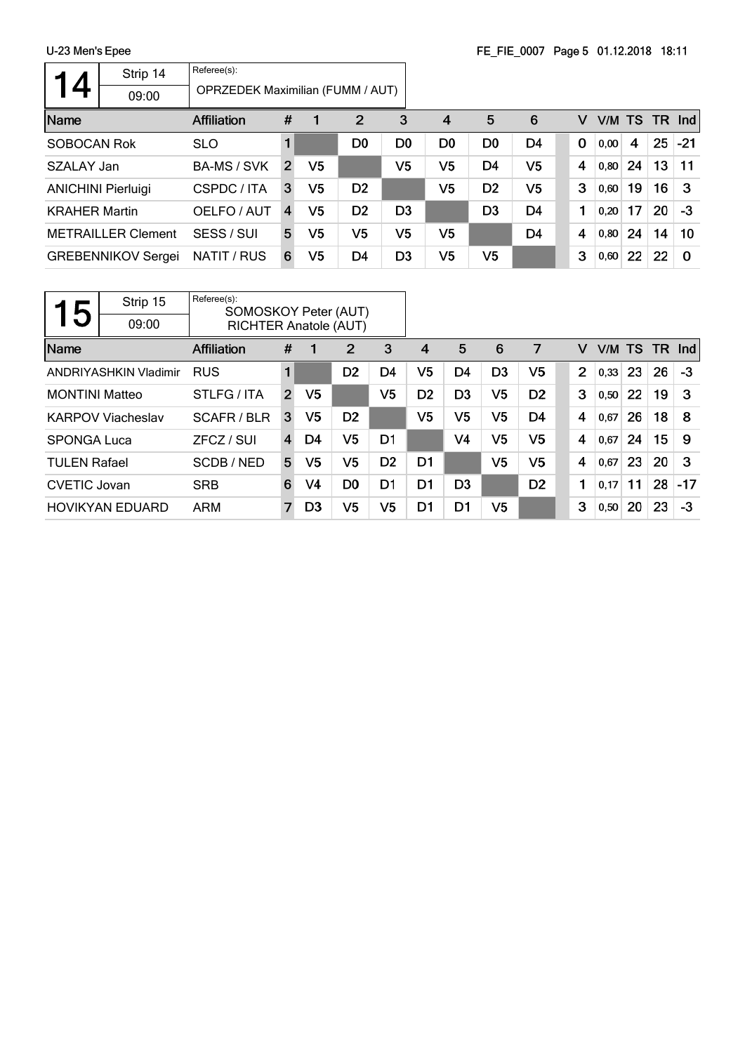U-23 Men's Epee

FE_FIE_0007 Page 5 01.12.2018 18:11

## 14

Strip 14

09:00

Referee(s):
OPRZEDEK Maximilian (FUMM / AUT)

| Name | Affiliation | # | 1 | 2 | 3 | 4 | 5 | 6 | V | V/M | TS | TR | Ind |
|---|---|---|---|---|---|---|---|---|---|---|---|---|---|
| SOBOCAN Rok | SLO | 1 | | D0 | D0 | D0 | D0 | D4 | 0 | 0,00 | 4 | 25 | -21 |
| SZALAY Jan | BA-MS / SVK | 2 | V5 | | V5 | V5 | D4 | V5 | 4 | 0,80 | 24 | 13 | 11 |
| ANICHINI Pierluigi | CSPDC / ITA | 3 | V5 | D2 | | V5 | D2 | V5 | 3 | 0,60 | 19 | 16 | 3 |
| KRAHER Martin | OELFO / AUT | 4 | V5 | D2 | D3 | | D3 | D4 | 1 | 0,20 | 17 | 20 | -3 |
| METRAILLER Clement | SESS / SUI | 5 | V5 | V5 | V5 | V5 | | D4 | 4 | 0,80 | 24 | 14 | 10 |
| GREBENNIKOV Sergei | NATIT / RUS | 6 | V5 | D4 | D3 | V5 | V5 | | 3 | 0,60 | 22 | 22 | 0 |

## 15

Strip 15

09:00

Referee(s):
SOMOSKOY Peter (AUT)
RICHTER Anatole (AUT)

| Name | Affiliation | # | 1 | 2 | 3 | 4 | 5 | 6 | 7 | V | V/M | TS | TR | Ind |
|---|---|---|---|---|---|---|---|---|---|---|---|---|---|---|
| ANDRIYASHKIN Vladimir | RUS | 1 | | D2 | D4 | V5 | D4 | D3 | V5 | 2 | 0,33 | 23 | 26 | -3 |
| MONTINI Matteo | STLFG / ITA | 2 | V5 | | V5 | D2 | D3 | V5 | D2 | 3 | 0,50 | 22 | 19 | 3 |
| KARPOV Viacheslav | SCAFR / BLR | 3 | V5 | D2 | | V5 | V5 | V5 | D4 | 4 | 0,67 | 26 | 18 | 8 |
| SPONGA Luca | ZFCZ / SUI | 4 | D4 | V5 | D1 | | V4 | V5 | V5 | 4 | 0,67 | 24 | 15 | 9 |
| TULEN Rafael | SCDB / NED | 5 | V5 | V5 | D2 | D1 | | V5 | V5 | 4 | 0,67 | 23 | 20 | 3 |
| CVETIC Jovan | SRB | 6 | V4 | D0 | D1 | D1 | D3 | | D2 | 1 | 0,17 | 11 | 28 | -17 |
| HOVIKYAN EDUARD | ARM | 7 | D3 | V5 | V5 | D1 | D1 | V5 | | 3 | 0,50 | 20 | 23 | -3 |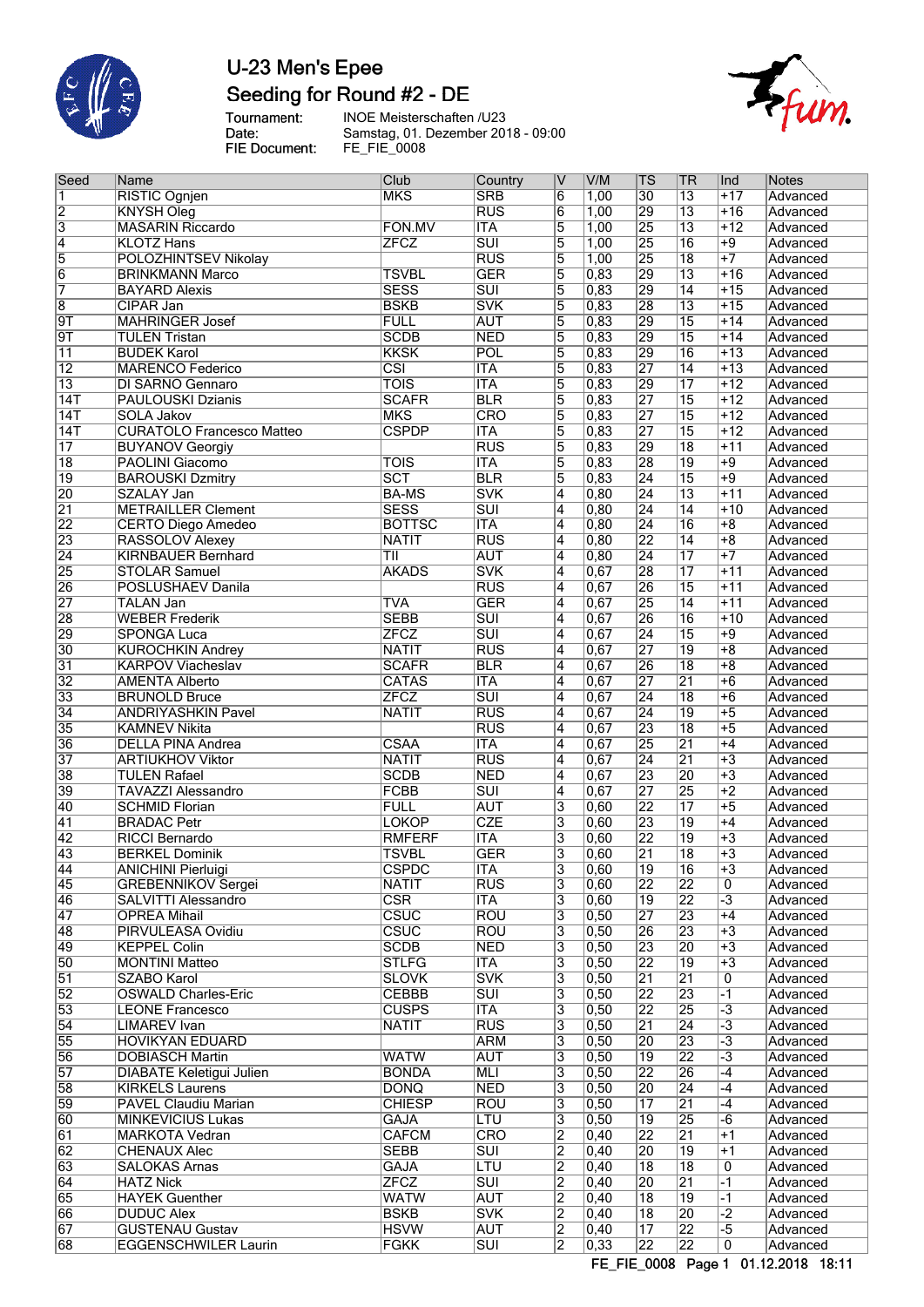# U-23 Men's Epee

## Seeding for Round #2 - DE

Tournament: INOE Meisterschaften /U23
Date: Samstag, 01. Dezember 2018 - 09:00
FIE Document: FE_FIE_0008

| Seed | Name | Club | Country | V | V/M | TS | TR | Ind | Notes |
|---|---|---|---|---|---|---|---|---|---|
| 1 | RISTIC Ognjen | MKS | SRB | 6 | 1,00 | 30 | 13 | +17 | Advanced |
| 2 | KNYSH Oleg | | RUS | 6 | 1,00 | 29 | 13 | +16 | Advanced |
| 3 | MASARIN Riccardo | FON.MV | ITA | 5 | 1,00 | 25 | 13 | +12 | Advanced |
| 4 | KLOTZ Hans | ZFCZ | SUI | 5 | 1,00 | 25 | 16 | +9 | Advanced |
| 5 | POLOZHINTSEV Nikolay | | RUS | 5 | 1,00 | 25 | 18 | +7 | Advanced |
| 6 | BRINKMANN Marco | TSVBL | GER | 5 | 0,83 | 29 | 13 | +16 | Advanced |
| 7 | BAYARD Alexis | SESS | SUI | 5 | 0,83 | 29 | 14 | +15 | Advanced |
| 8 | CIPAR Jan | BSKB | SVK | 5 | 0,83 | 28 | 13 | +15 | Advanced |
| 9T | MAHRINGER Josef | FULL | AUT | 5 | 0,83 | 29 | 15 | +14 | Advanced |
| 9T | TULEN Tristan | SCDB | NED | 5 | 0,83 | 29 | 15 | +14 | Advanced |
| 11 | BUDEK Karol | KKSK | POL | 5 | 0,83 | 29 | 16 | +13 | Advanced |
| 12 | MARENCO Federico | CSI | ITA | 5 | 0,83 | 27 | 14 | +13 | Advanced |
| 13 | DI SARNO Gennaro | TOIS | ITA | 5 | 0,83 | 29 | 17 | +12 | Advanced |
| 14T | PAULOUSKI Dzianis | SCAFR | BLR | 5 | 0,83 | 27 | 15 | +12 | Advanced |
| 14T | SOLA Jakov | MKS | CRO | 5 | 0,83 | 27 | 15 | +12 | Advanced |
| 14T | CURATOLO Francesco Matteo | CSPDP | ITA | 5 | 0,83 | 27 | 15 | +12 | Advanced |
| 17 | BUYANOV Georgiy | | RUS | 5 | 0,83 | 29 | 18 | +11 | Advanced |
| 18 | PAOLINI Giacomo | TOIS | ITA | 5 | 0,83 | 28 | 19 | +9 | Advanced |
| 19 | BAROUSKI Dzmitry | SCT | BLR | 5 | 0,83 | 24 | 15 | +9 | Advanced |
| 20 | SZALAY Jan | BA-MS | SVK | 4 | 0,80 | 24 | 13 | +11 | Advanced |
| 21 | METRAILLER Clement | SESS | SUI | 4 | 0,80 | 24 | 14 | +10 | Advanced |
| 22 | CERTO Diego Amedeo | BOTTSC | ITA | 4 | 0,80 | 24 | 16 | +8 | Advanced |
| 23 | RASSOLOV Alexey | NATIT | RUS | 4 | 0,80 | 22 | 14 | +8 | Advanced |
| 24 | KIRNBAUER Bernhard | TII | AUT | 4 | 0,80 | 24 | 17 | +7 | Advanced |
| 25 | STOLAR Samuel | AKADS | SVK | 4 | 0,67 | 28 | 17 | +11 | Advanced |
| 26 | POSLUSHAEV Danila | | RUS | 4 | 0,67 | 26 | 15 | +11 | Advanced |
| 27 | TALAN Jan | TVA | GER | 4 | 0,67 | 25 | 14 | +11 | Advanced |
| 28 | WEBER Frederik | SEBB | SUI | 4 | 0,67 | 26 | 16 | +10 | Advanced |
| 29 | SPONGA Luca | ZFCZ | SUI | 4 | 0,67 | 24 | 15 | +9 | Advanced |
| 30 | KUROCHKIN Andrey | NATIT | RUS | 4 | 0,67 | 27 | 19 | +8 | Advanced |
| 31 | KARPOV Viacheslav | SCAFR | BLR | 4 | 0,67 | 26 | 18 | +8 | Advanced |
| 32 | AMENTA Alberto | CATAS | ITA | 4 | 0,67 | 27 | 21 | +6 | Advanced |
| 33 | BRUNOLD Bruce | ZFCZ | SUI | 4 | 0,67 | 24 | 18 | +6 | Advanced |
| 34 | ANDRIYASHKIN Pavel | NATIT | RUS | 4 | 0,67 | 24 | 19 | +5 | Advanced |
| 35 | KAMNEV Nikita | | RUS | 4 | 0,67 | 23 | 18 | +5 | Advanced |
| 36 | DELLA PINA Andrea | CSAA | ITA | 4 | 0,67 | 25 | 21 | +4 | Advanced |
| 37 | ARTIUKHOV Viktor | NATIT | RUS | 4 | 0,67 | 24 | 21 | +3 | Advanced |
| 38 | TULEN Rafael | SCDB | NED | 4 | 0,67 | 23 | 20 | +3 | Advanced |
| 39 | TAVAZZI Alessandro | FCBB | SUI | 4 | 0,67 | 27 | 25 | +2 | Advanced |
| 40 | SCHMID Florian | FULL | AUT | 3 | 0,60 | 22 | 17 | +5 | Advanced |
| 41 | BRADAC Petr | LOKOP | CZE | 3 | 0,60 | 23 | 19 | +4 | Advanced |
| 42 | RICCI Bernardo | RMFERF | ITA | 3 | 0,60 | 22 | 19 | +3 | Advanced |
| 43 | BERKEL Dominik | TSVBL | GER | 3 | 0,60 | 21 | 18 | +3 | Advanced |
| 44 | ANICHINI Pierluigi | CSPDC | ITA | 3 | 0,60 | 19 | 16 | +3 | Advanced |
| 45 | GREBENNIKOV Sergei | NATIT | RUS | 3 | 0,60 | 22 | 22 | 0 | Advanced |
| 46 | SALVITTI Alessandro | CSR | ITA | 3 | 0,60 | 19 | 22 | -3 | Advanced |
| 47 | OPREA Mihail | CSUC | ROU | 3 | 0,50 | 27 | 23 | +4 | Advanced |
| 48 | PIRVULEASA Ovidiu | CSUC | ROU | 3 | 0,50 | 26 | 23 | +3 | Advanced |
| 49 | KEPPEL Colin | SCDB | NED | 3 | 0,50 | 23 | 20 | +3 | Advanced |
| 50 | MONTINI Matteo | STLFG | ITA | 3 | 0,50 | 22 | 19 | +3 | Advanced |
| 51 | SZABO Karol | SLOVK | SVK | 3 | 0,50 | 21 | 21 | 0 | Advanced |
| 52 | OSWALD Charles-Eric | CEBBB | SUI | 3 | 0,50 | 22 | 23 | -1 | Advanced |
| 53 | LEONE Francesco | CUSPS | ITA | 3 | 0,50 | 22 | 25 | -3 | Advanced |
| 54 | LIMAREV Ivan | NATIT | RUS | 3 | 0,50 | 21 | 24 | -3 | Advanced |
| 55 | HOVIKYAN EDUARD | | ARM | 3 | 0,50 | 20 | 23 | -3 | Advanced |
| 56 | DOBIASCH Martin | WATW | AUT | 3 | 0,50 | 19 | 22 | -3 | Advanced |
| 57 | DIABATE Keletigui Julien | BONDA | MLI | 3 | 0,50 | 22 | 26 | -4 | Advanced |
| 58 | KIRKELS Laurens | DONQ | NED | 3 | 0,50 | 20 | 24 | -4 | Advanced |
| 59 | PAVEL Claudiu Marian | CHIESP | ROU | 3 | 0,50 | 17 | 21 | -4 | Advanced |
| 60 | MINKEVICIUS Lukas | GAJA | LTU | 3 | 0,50 | 19 | 25 | -6 | Advanced |
| 61 | MARKOTA Vedran | CAFCM | CRO | 2 | 0,40 | 22 | 21 | +1 | Advanced |
| 62 | CHENAUX Alec | SEBB | SUI | 2 | 0,40 | 20 | 19 | +1 | Advanced |
| 63 | SALOKAS Arnas | GAJA | LTU | 2 | 0,40 | 18 | 18 | 0 | Advanced |
| 64 | HATZ Nick | ZFCZ | SUI | 2 | 0,40 | 20 | 21 | -1 | Advanced |
| 65 | HAYEK Guenther | WATW | AUT | 2 | 0,40 | 18 | 19 | -1 | Advanced |
| 66 | DUDUC Alex | BSKB | SVK | 2 | 0,40 | 18 | 20 | -2 | Advanced |
| 67 | GUSTENAU Gustav | HSVW | AUT | 2 | 0,40 | 17 | 22 | -5 | Advanced |
| 68 | EGGENSCHWILER Laurin | FGKK | SUI | 2 | 0,33 | 22 | 22 | 0 | Advanced |

FE_FIE_0008 Page 1 01.12.2018 18:11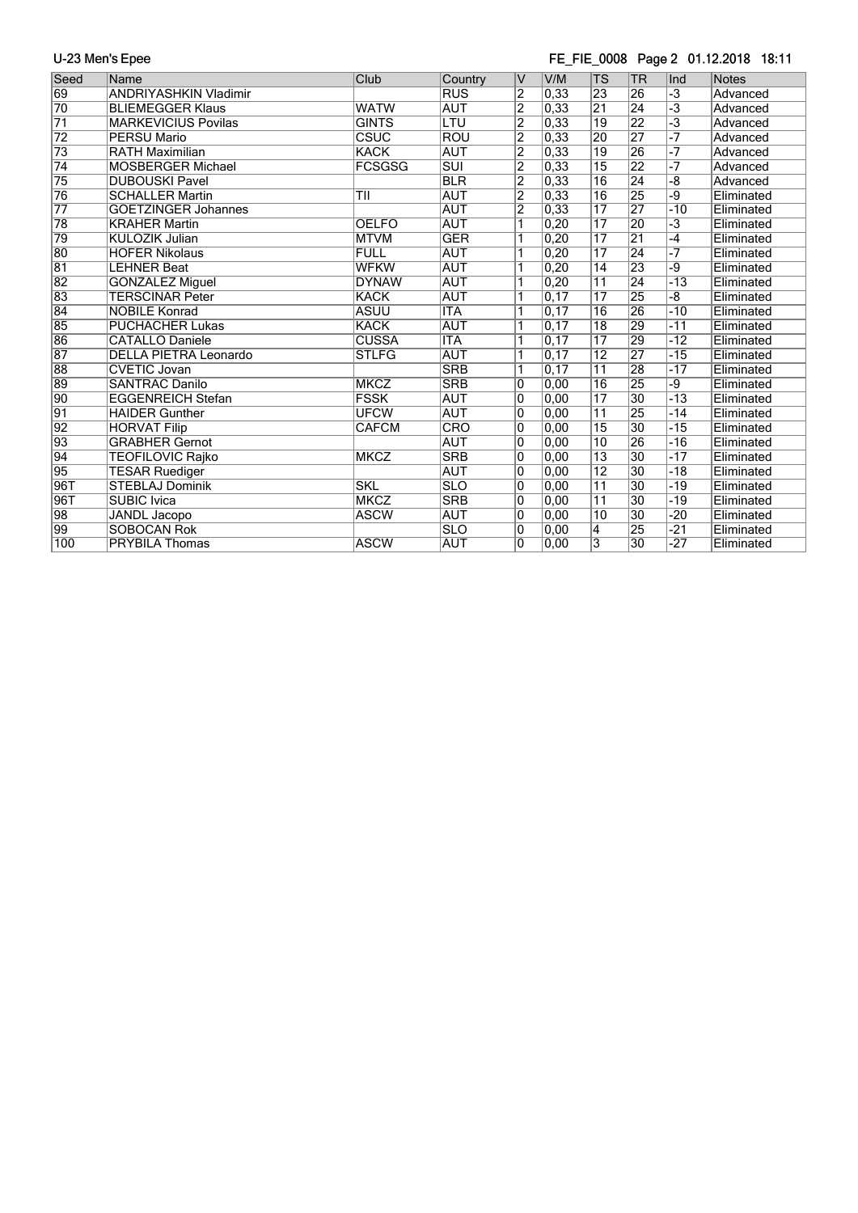| Seed | Name | Club | Country | V | V/M | TS | TR | Ind | Notes |
|---|---|---|---|---|---|---|---|---|---|
| 69 | ANDRIYASHKIN Vladimir | | RUS | 2 | 0,33 | 23 | 26 | -3 | Advanced |
| 70 | BLIEMEGGER Klaus | WATW | AUT | 2 | 0,33 | 21 | 24 | -3 | Advanced |
| 71 | MARKEVICIUS Povilas | GINTS | LTU | 2 | 0,33 | 19 | 22 | -3 | Advanced |
| 72 | PERSU Mario | CSUC | ROU | 2 | 0,33 | 20 | 27 | -7 | Advanced |
| 73 | RATH Maximilian | KACK | AUT | 2 | 0,33 | 19 | 26 | -7 | Advanced |
| 74 | MOSBERGER Michael | FCSGSG | SUI | 2 | 0,33 | 15 | 22 | -7 | Advanced |
| 75 | DUBOUSKI Pavel | | BLR | 2 | 0,33 | 16 | 24 | -8 | Advanced |
| 76 | SCHALLER Martin | TII | AUT | 2 | 0,33 | 16 | 25 | -9 | Eliminated |
| 77 | GOETZINGER Johannes | | AUT | 2 | 0,33 | 17 | 27 | -10 | Eliminated |
| 78 | KRAHER Martin | OELFO | AUT | 1 | 0,20 | 17 | 20 | -3 | Eliminated |
| 79 | KULOZIK Julian | MTVM | GER | 1 | 0,20 | 17 | 21 | -4 | Eliminated |
| 80 | HOFER Nikolaus | FULL | AUT | 1 | 0,20 | 17 | 24 | -7 | Eliminated |
| 81 | LEHNER Beat | WFKW | AUT | 1 | 0,20 | 14 | 23 | -9 | Eliminated |
| 82 | GONZALEZ Miguel | DYNAW | AUT | 1 | 0,20 | 11 | 24 | -13 | Eliminated |
| 83 | TERSCINAR Peter | KACK | AUT | 1 | 0,17 | 17 | 25 | -8 | Eliminated |
| 84 | NOBILE Konrad | ASUU | ITA | 1 | 0,17 | 16 | 26 | -10 | Eliminated |
| 85 | PUCHACHER Lukas | KACK | AUT | 1 | 0,17 | 18 | 29 | -11 | Eliminated |
| 86 | CATALLO Daniele | CUSSA | ITA | 1 | 0,17 | 17 | 29 | -12 | Eliminated |
| 87 | DELLA PIETRA Leonardo | STLFG | AUT | 1 | 0,17 | 12 | 27 | -15 | Eliminated |
| 88 | CVETIC Jovan | | SRB | 1 | 0,17 | 11 | 28 | -17 | Eliminated |
| 89 | SANTRAC Danilo | MKCZ | SRB | 0 | 0,00 | 16 | 25 | -9 | Eliminated |
| 90 | EGGENREICH Stefan | FSSK | AUT | 0 | 0,00 | 17 | 30 | -13 | Eliminated |
| 91 | HAIDER Gunther | UFCW | AUT | 0 | 0,00 | 11 | 25 | -14 | Eliminated |
| 92 | HORVAT Filip | CAFCM | CRO | 0 | 0,00 | 15 | 30 | -15 | Eliminated |
| 93 | GRABHER Gernot | | AUT | 0 | 0,00 | 10 | 26 | -16 | Eliminated |
| 94 | TEOFILOVIC Rajko | MKCZ | SRB | 0 | 0,00 | 13 | 30 | -17 | Eliminated |
| 95 | TESAR Ruediger | | AUT | 0 | 0,00 | 12 | 30 | -18 | Eliminated |
| 96T | STEBLAJ Dominik | SKL | SLO | 0 | 0,00 | 11 | 30 | -19 | Eliminated |
| 96T | SUBIC Ivica | MKCZ | SRB | 0 | 0,00 | 11 | 30 | -19 | Eliminated |
| 98 | JANDL Jacopo | ASCW | AUT | 0 | 0,00 | 10 | 30 | -20 | Eliminated |
| 99 | SOBOCAN Rok | | SLO | 0 | 0,00 | 4 | 25 | -21 | Eliminated |
| 100 | PRYBILA Thomas | ASCW | AUT | 0 | 0,00 | 3 | 30 | -27 | Eliminated |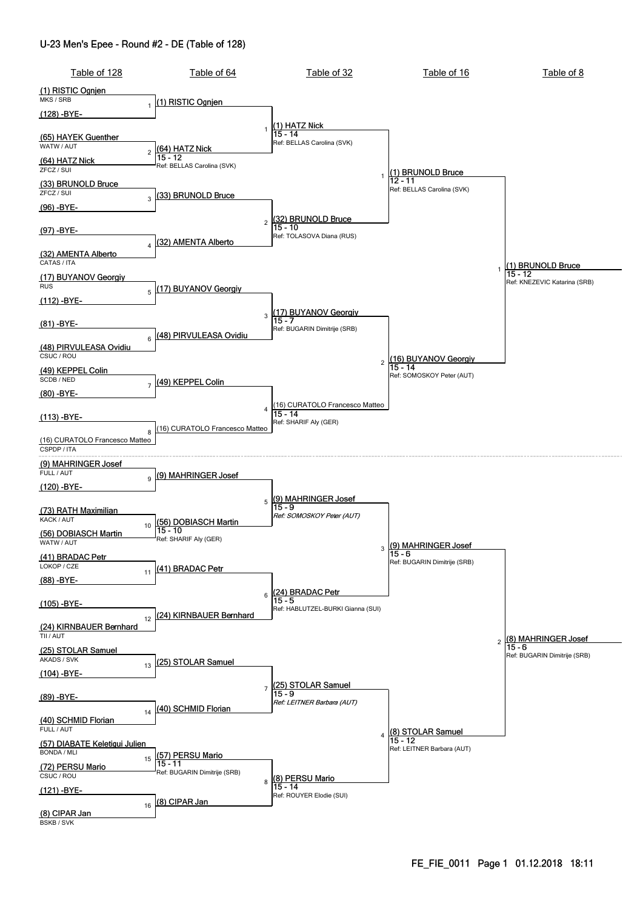# U-23 Men's Epee - Round #2 - DE (Table of 128)

## Table of 128

| # | Fencer | Club / Nation |
|---|---|---|
| 1 | (1) RISTIC Ognjen | MKS / SRB |
| | (128) -BYE- | |
| 2 | (65) HAYEK Guenther | WATW / AUT |
| | (64) HATZ Nick | ZFCZ / SUI |
| 3 | (33) BRUNOLD Bruce | ZFCZ / SUI |
| | (96) -BYE- | |
| 4 | (97) -BYE- | |
| | (32) AMENTA Alberto | CATAS / ITA |
| 5 | (17) BUYANOV Georgiy | RUS |
| | (112) -BYE- | |
| 6 | (81) -BYE- | |
| | (48) PIRVULEASA Ovidiu | CSUC / ROU |
| 7 | (49) KEPPEL Colin | SCDB / NED |
| | (80) -BYE- | |
| 8 | (113) -BYE- | |
| | (16) CURATOLO Francesco Matteo | CSPDP / ITA |
| 9 | (9) MAHRINGER Josef | FULL / AUT |
| | (120) -BYE- | |
| 10 | (73) RATH Maximilian | KACK / AUT |
| | (56) DOBIASCH Martin | WATW / AUT |
| 11 | (41) BRADAC Petr | LOKOP / CZE |
| | (88) -BYE- | |
| 12 | (105) -BYE- | |
| | (24) KIRNBAUER Bernhard | TII / AUT |
| 13 | (25) STOLAR Samuel | AKADS / SVK |
| | (104) -BYE- | |
| 14 | (89) -BYE- | |
| | (40) SCHMID Florian | FULL / AUT |
| 15 | (57) DIABATE Keletigui Julien | BONDA / MLI |
| | (72) PERSU Mario | CSUC / ROU |
| 16 | (121) -BYE- | |
| | (8) CIPAR Jan | BSKB / SVK |

## Table of 64

| # | Winner | Score | Referee |
|---|---|---|---|
| 1 | (1) RISTIC Ognjen | | |
| 2 | (64) HATZ Nick | 15 - 12 | Ref: BELLAS Carolina (SVK) |
| 3 | (33) BRUNOLD Bruce | | |
| 4 | (32) AMENTA Alberto | | |
| 5 | (17) BUYANOV Georgiy | | |
| 6 | (48) PIRVULEASA Ovidiu | | |
| 7 | (49) KEPPEL Colin | | |
| 8 | (16) CURATOLO Francesco Matteo | | |
| 9 | (9) MAHRINGER Josef | | |
| 10 | (56) DOBIASCH Martin | 15 - 10 | Ref: SHARIF Aly (GER) |
| 11 | (41) BRADAC Petr | | |
| 12 | (24) KIRNBAUER Bernhard | | |
| 13 | (25) STOLAR Samuel | | |
| 14 | (40) SCHMID Florian | | |
| 15 | (57) PERSU Mario | 15 - 11 | Ref: BUGARIN Dimitrije (SRB) |
| 16 | (8) CIPAR Jan | | |

## Table of 32

| # | Winner | Score | Referee |
|---|---|---|---|
| 1 | (1) HATZ Nick | 15 - 14 | Ref: BELLAS Carolina (SVK) |
| 2 | (32) BRUNOLD Bruce | 15 - 10 | Ref: TOLASOVA Diana (RUS) |
| 3 | (17) BUYANOV Georgiy | 15 - 7 | Ref: BUGARIN Dimitrije (SRB) |
| 4 | (16) CURATOLO Francesco Matteo | 15 - 14 | Ref: SHARIF Aly (GER) |
| 5 | (9) MAHRINGER Josef | 15 - 9 | *Ref: SOMOSKOY Peter (AUT)* |
| 6 | (24) BRADAC Petr | 15 - 5 | Ref: HABLUTZEL-BURKI Gianna (SUI) |
| 7 | (25) STOLAR Samuel | 15 - 9 | *Ref: LEITNER Barbara (AUT)* |
| 8 | (8) PERSU Mario | 15 - 14 | Ref: ROUYER Elodie (SUI) |

## Table of 16

| # | Winner | Score | Referee |
|---|---|---|---|
| 1 | (1) BRUNOLD Bruce | 12 - 11 | Ref: BELLAS Carolina (SVK) |
| 2 | (16) BUYANOV Georgiy | 15 - 14 | Ref: SOMOSKOY Peter (AUT) |
| 3 | (9) MAHRINGER Josef | 15 - 6 | Ref: BUGARIN Dimitrije (SRB) |
| 4 | (8) STOLAR Samuel | 15 - 12 | Ref: LEITNER Barbara (AUT) |

## Table of 8

| # | Winner | Score | Referee |
|---|---|---|---|
| 1 | (1) BRUNOLD Bruce | 15 - 12 | Ref: KNEZEVIC Katarina (SRB) |
| 2 | (8) MAHRINGER Josef | 15 - 6 | Ref: BUGARIN Dimitrije (SRB) |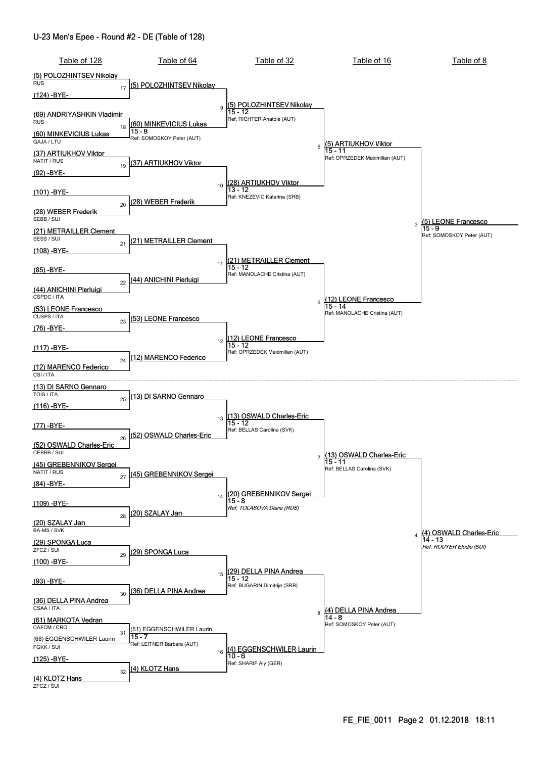# U-23 Men's Epee - Round #2 - DE (Table of 128)

## Table of 128

| Bout | Fencer 1 | Fencer 2 |
|---|---|---|
| 17 | (5) POLOZHINTSEV Nikolay (RUS) | (124) -BYE- |
| 18 | (69) ANDRIYASHKIN Vladimir (RUS) | (60) MINKEVICIUS Lukas (GAJA / LTU) |
| 19 | (37) ARTIUKHOV Viktor (NATIT / RUS) | (92) -BYE- |
| 20 | (101) -BYE- | (28) WEBER Frederik (SEBB / SUI) |
| 21 | (21) METRAILLER Clement (SESS / SUI) | (108) -BYE- |
| 22 | (85) -BYE- | (44) ANICHINI Pierluigi (CSPDC / ITA) |
| 23 | (53) LEONE Francesco (CUSPS / ITA) | (76) -BYE- |
| 24 | (117) -BYE- | (12) MARENCO Federico (CSI / ITA) |
| 25 | (13) DI SARNO Gennaro (TOIS / ITA) | (116) -BYE- |
| 26 | (77) -BYE- | (52) OSWALD Charles-Eric (CEBBB / SUI) |
| 27 | (45) GREBENNIKOV Sergei (NATIT / RUS) | (84) -BYE- |
| 28 | (109) -BYE- | (20) SZALAY Jan (BA-MS / SVK) |
| 29 | (29) SPONGA Luca (ZFCZ / SUI) | (100) -BYE- |
| 30 | (93) -BYE- | (36) DELLA PINA Andrea (CSAA / ITA) |
| 31 | (61) MARKOTA Vedran (CAFCM / CRO) | (68) EGGENSCHWILER Laurin (FGKK / SUI) |
| 32 | (125) -BYE- | (4) KLOTZ Hans (ZFCZ / SUI) |

## Table of 64

| Bout | Winner | Score | Referee |
|---|---|---|---|
| 17 | (5) POLOZHINTSEV Nikolay | | |
| 18 | (60) MINKEVICIUS Lukas | 15 - 8 | Ref: SOMOSKOY Peter (AUT) |
| 19 | (37) ARTIUKHOV Viktor | | |
| 20 | (28) WEBER Frederik | | |
| 21 | (21) METRAILLER Clement | | |
| 22 | (44) ANICHINI Pierluigi | | |
| 23 | (53) LEONE Francesco | | |
| 24 | (12) MARENCO Federico | | |
| 25 | (13) DI SARNO Gennaro | | |
| 26 | (52) OSWALD Charles-Eric | | |
| 27 | (45) GREBENNIKOV Sergei | | |
| 28 | (20) SZALAY Jan | | |
| 29 | (29) SPONGA Luca | | |
| 30 | (36) DELLA PINA Andrea | | |
| 31 | (61) EGGENSCHWILER Laurin | 15 - 7 | Ref: LEITNER Barbara (AUT) |
| 32 | (4) KLOTZ Hans | | |

## Table of 32

| Bout | Winner | Score | Referee |
|---|---|---|---|
| 9 | (5) POLOZHINTSEV Nikolay | 15 - 12 | Ref: RICHTER Anatole (AUT) |
| 10 | (28) ARTIUKHOV Viktor | 13 - 12 | Ref: KNEZEVIC Katarina (SRB) |
| 11 | (21) METRAILLER Clement | 15 - 12 | Ref: MANOLACHE Cristina (AUT) |
| 12 | (12) LEONE Francesco | 15 - 12 | Ref: OPRZEDEK Maximilian (AUT) |
| 13 | (13) OSWALD Charles-Eric | 15 - 12 | Ref: BELLAS Carolina (SVK) |
| 14 | (20) GREBENNIKOV Sergei | 15 - 8 | *Ref: TOLASOVA Diana (RUS)* |
| 15 | (29) DELLA PINA Andrea | 15 - 12 | Ref: BUGARIN Dimitrije (SRB) |
| 16 | (4) EGGENSCHWILER Laurin | 10 - 6 | Ref: SHARIF Aly (GER) |

## Table of 16

| Bout | Winner | Score | Referee |
|---|---|---|---|
| 5 | (5) ARTIUKHOV Viktor | 15 - 11 | Ref: OPRZEDEK Maximilian (AUT) |
| 6 | (12) LEONE Francesco | 15 - 14 | Ref: MANOLACHE Cristina (AUT) |
| 7 | (13) OSWALD Charles-Eric | 15 - 11 | Ref: BELLAS Carolina (SVK) |
| 8 | (4) DELLA PINA Andrea | 14 - 8 | Ref: SOMOSKOY Peter (AUT) |

## Table of 8

| Bout | Winner | Score | Referee |
|---|---|---|---|
| 3 | (5) LEONE Francesco | 15 - 9 | Ref: SOMOSKOY Peter (AUT) |
| 4 | (4) OSWALD Charles-Eric | 14 - 13 | *Ref: ROUYER Elodie (SUI)* |

FE_FIE_0011 Page 2 01.12.2018 18:11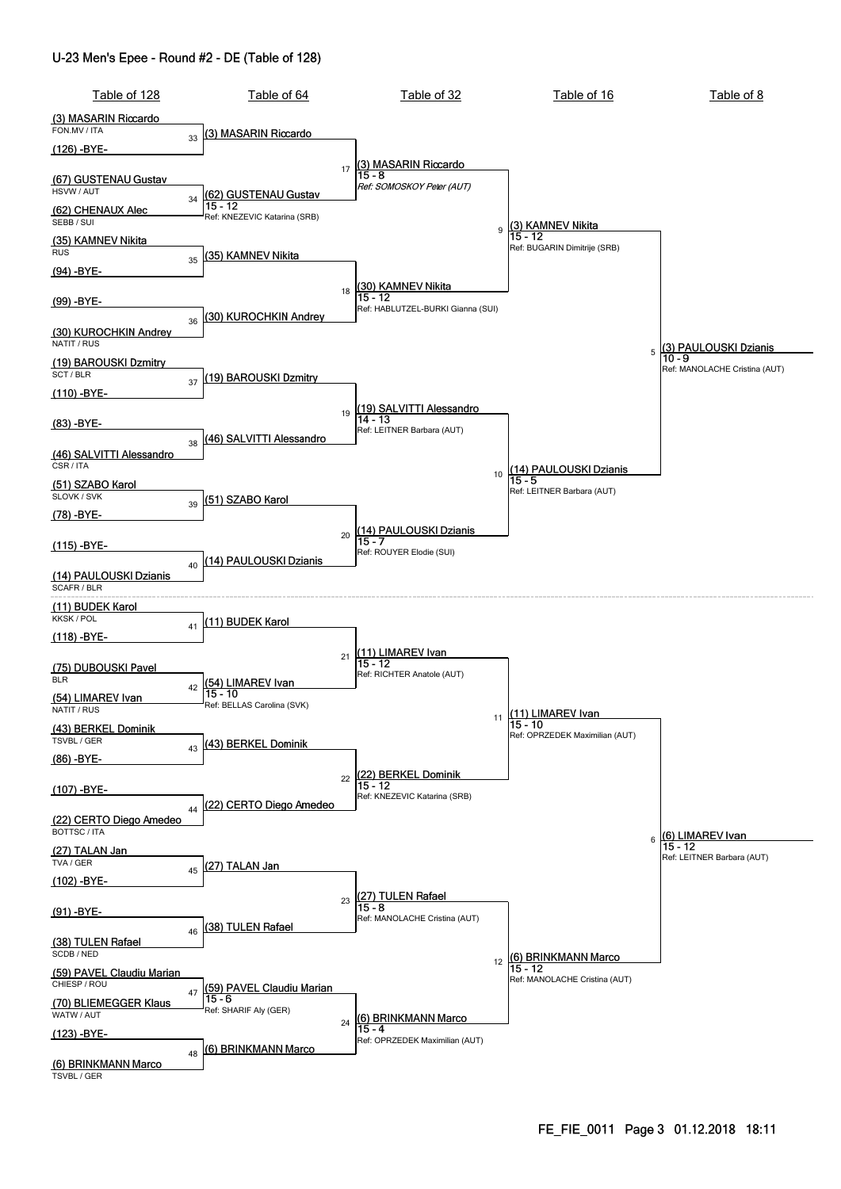## U-23 Men's Epee - Round #2 - DE (Table of 128)

| Table of 128 | Table of 64 | Table of 32 | Table of 16 | Table of 8 |
|---|---|---|---|---|
| (3) MASARIN Riccardo<br>FON.MV / ITA | | | | |
| | 33 (3) MASARIN Riccardo | | | |
| (126) -BYE- | | | | |
| | | 17 (3) MASARIN Riccardo<br>15 - 8<br>*Ref: SOMOSKOY Peter (AUT)* | | |
| (67) GUSTENAU Gustav<br>HSVW / AUT | | | | |
| | 34 (62) GUSTENAU Gustav<br>15 - 12<br>Ref: KNEZEVIC Katarina (SRB) | | | |
| (62) CHENAUX Alec<br>SEBB / SUI | | | | |
| | | | 9 (3) KAMNEV Nikita<br>15 - 12<br>Ref: BUGARIN Dimitrije (SRB) | |
| (35) KAMNEV Nikita<br>RUS | | | | |
| | 35 (35) KAMNEV Nikita | | | |
| (94) -BYE- | | | | |
| | | 18 (30) KAMNEV Nikita<br>15 - 12<br>Ref: HABLUTZEL-BURKI Gianna (SUI) | | |
| (99) -BYE- | | | | |
| | 36 (30) KUROCHKIN Andrey | | | |
| (30) KUROCHKIN Andrey<br>NATIT / RUS | | | | |
| | | | | 5 (3) PAULOUSKI Dzianis<br>10 - 9<br>Ref: MANOLACHE Cristina (AUT) |
| (19) BAROUSKI Dzmitry<br>SCT / BLR | | | | |
| | 37 (19) BAROUSKI Dzmitry | | | |
| (110) -BYE- | | | | |
| | | 19 (19) SALVITTI Alessandro<br>14 - 13<br>Ref: LEITNER Barbara (AUT) | | |
| (83) -BYE- | | | | |
| | 38 (46) SALVITTI Alessandro | | | |
| (46) SALVITTI Alessandro<br>CSR / ITA | | | | |
| | | | 10 (14) PAULOUSKI Dzianis<br>15 - 5<br>Ref: LEITNER Barbara (AUT) | |
| (51) SZABO Karol<br>SLOVK / SVK | | | | |
| | 39 (51) SZABO Karol | | | |
| (78) -BYE- | | | | |
| | | 20 (14) PAULOUSKI Dzianis<br>15 - 7<br>Ref: ROUYER Elodie (SUI) | | |
| (115) -BYE- | | | | |
| | 40 (14) PAULOUSKI Dzianis | | | |
| (14) PAULOUSKI Dzianis<br>SCAFR / BLR | | | | |
| (11) BUDEK Karol<br>KKSK / POL | | | | |
| | 41 (11) BUDEK Karol | | | |
| (118) -BYE- | | | | |
| | | 21 (11) LIMAREV Ivan<br>15 - 12<br>Ref: RICHTER Anatole (AUT) | | |
| (75) DUBOUSKI Pavel<br>BLR | | | | |
| | 42 (54) LIMAREV Ivan<br>15 - 10<br>Ref: BELLAS Carolina (SVK) | | | |
| (54) LIMAREV Ivan<br>NATIT / RUS | | | | |
| | | | 11 (11) LIMAREV Ivan<br>15 - 10<br>Ref: OPRZEDEK Maximilian (AUT) | |
| (43) BERKEL Dominik<br>TSVBL / GER | | | | |
| | 43 (43) BERKEL Dominik | | | |
| (86) -BYE- | | | | |
| | | 22 (22) BERKEL Dominik<br>15 - 12<br>Ref: KNEZEVIC Katarina (SRB) | | |
| (107) -BYE- | | | | |
| | 44 (22) CERTO Diego Amedeo | | | |
| (22) CERTO Diego Amedeo<br>BOTTSC / ITA | | | | |
| | | | | 6 (6) LIMAREV Ivan<br>15 - 12<br>Ref: LEITNER Barbara (AUT) |
| (27) TALAN Jan<br>TVA / GER | | | | |
| | 45 (27) TALAN Jan | | | |
| (102) -BYE- | | | | |
| | | 23 (27) TULEN Rafael<br>15 - 8<br>Ref: MANOLACHE Cristina (AUT) | | |
| (91) -BYE- | | | | |
| | 46 (38) TULEN Rafael | | | |
| (38) TULEN Rafael<br>SCDB / NED | | | | |
| | | | 12 (6) BRINKMANN Marco<br>15 - 12<br>Ref: MANOLACHE Cristina (AUT) | |
| (59) PAVEL Claudiu Marian<br>CHIESP / ROU | | | | |
| | 47 (59) PAVEL Claudiu Marian<br>15 - 6<br>Ref: SHARIF Aly (GER) | | | |
| (70) BLIEMEGGER Klaus<br>WATW / AUT | | | | |
| | | 24 (6) BRINKMANN Marco<br>15 - 4<br>Ref: OPRZEDEK Maximilian (AUT) | | |
| (123) -BYE- | | | | |
| | 48 (6) BRINKMANN Marco | | | |
| (6) BRINKMANN Marco<br>TSVBL / GER | | | | |

FE_FIE_0011 Page 3 01.12.2018 18:11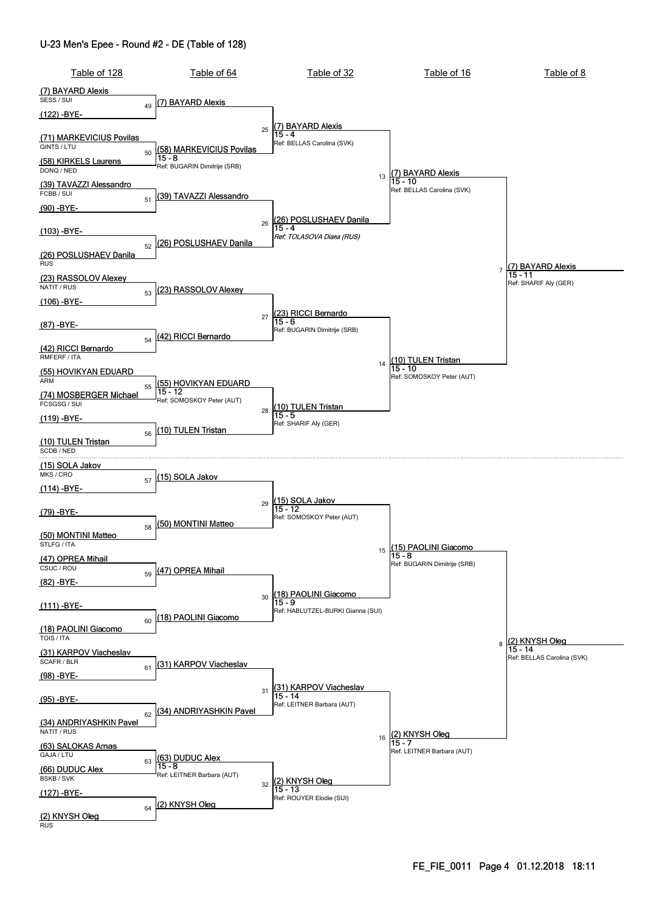# U-23 Men's Epee - Round #2 - DE (Table of 128)

## Table of 128

- (7) BAYARD Alexis — SESS / SUI
- (122) -BYE-
- (71) MARKEVICIUS Povilas — GINTS / LTU
- (58) KIRKELS Laurens — DONQ / NED
- (39) TAVAZZI Alessandro — FCBB / SUI
- (90) -BYE-
- (103) -BYE-
- (26) POSLUSHAEV Danila — RUS
- (23) RASSOLOV Alexey — NATIT / RUS
- (106) -BYE-
- (87) -BYE-
- (42) RICCI Bernardo — RMFERF / ITA
- (55) HOVIKYAN EDUARD — ARM
- (74) MOSBERGER Michael — FCSGSG / SUI
- (119) -BYE-
- (10) TULEN Tristan — SCDB / NED
- (15) SOLA Jakov — MKS / CRO
- (114) -BYE-
- (79) -BYE-
- (50) MONTINI Matteo — STLFG / ITA
- (47) OPREA Mihail — CSUC / ROU
- (82) -BYE-
- (111) -BYE-
- (18) PAOLINI Giacomo — TOIS / ITA
- (31) KARPOV Viacheslav — SCAFR / BLR
- (98) -BYE-
- (95) -BYE-
- (34) ANDRIYASHKIN Pavel — NATIT / RUS
- (63) SALOKAS Arnas — GAJA / LTU
- (66) DUDUC Alex — BSKB / SVK
- (127) -BYE-
- (2) KNYSH Oleg — RUS

## Table of 64

| Bout | Winner | Score | Referee |
|---|---|---|---|
| 49 | (7) BAYARD Alexis | | |
| 50 | (58) MARKEVICIUS Povilas | 15 - 8 | Ref: BUGARIN Dimitrije (SRB) |
| 51 | (39) TAVAZZI Alessandro | | |
| 52 | (26) POSLUSHAEV Danila | | |
| 53 | (23) RASSOLOV Alexey | | |
| 54 | (42) RICCI Bernardo | | |
| 55 | (55) HOVIKYAN EDUARD | 15 - 12 | Ref: SOMOSKOY Peter (AUT) |
| 56 | (10) TULEN Tristan | | |
| 57 | (15) SOLA Jakov | | |
| 58 | (50) MONTINI Matteo | | |
| 59 | (47) OPREA Mihail | | |
| 60 | (18) PAOLINI Giacomo | | |
| 61 | (31) KARPOV Viacheslav | | |
| 62 | (34) ANDRIYASHKIN Pavel | | |
| 63 | (63) DUDUC Alex | 15 - 8 | Ref: LEITNER Barbara (AUT) |
| 64 | (2) KNYSH Oleg | | |

## Table of 32

| Bout | Winner | Score | Referee |
|---|---|---|---|
| 25 | (7) BAYARD Alexis | 15 - 4 | Ref: BELLAS Carolina (SVK) |
| 26 | (26) POSLUSHAEV Danila | 15 - 4 | *Ref: TOLASOVA Diana (RUS)* |
| 27 | (23) RICCI Bernardo | 15 - 6 | Ref: BUGARIN Dimitrije (SRB) |
| 28 | (10) TULEN Tristan | 15 - 5 | Ref: SHARIF Aly (GER) |
| 29 | (15) SOLA Jakov | 15 - 12 | Ref: SOMOSKOY Peter (AUT) |
| 30 | (18) PAOLINI Giacomo | 15 - 9 | Ref: HABLUTZEL-BURKI Gianna (SUI) |
| 31 | (31) KARPOV Viacheslav | 15 - 14 | Ref: LEITNER Barbara (AUT) |
| 32 | (2) KNYSH Oleg | 15 - 13 | Ref: ROUYER Elodie (SUI) |

## Table of 16

| Bout | Winner | Score | Referee |
|---|---|---|---|
| 13 | (7) BAYARD Alexis | 15 - 10 | Ref: BELLAS Carolina (SVK) |
| 14 | (10) TULEN Tristan | 15 - 10 | Ref: SOMOSKOY Peter (AUT) |
| 15 | (15) PAOLINI Giacomo | 15 - 8 | Ref: BUGARIN Dimitrije (SRB) |
| 16 | (2) KNYSH Oleg | 15 - 7 | Ref: LEITNER Barbara (AUT) |

## Table of 8

| Bout | Winner | Score | Referee |
|---|---|---|---|
| 7 | (7) BAYARD Alexis | 15 - 11 | Ref: SHARIF Aly (GER) |
| 8 | (2) KNYSH Oleg | 15 - 14 | Ref: BELLAS Carolina (SVK) |

FE_FIE_0011 01.12.2018 18:11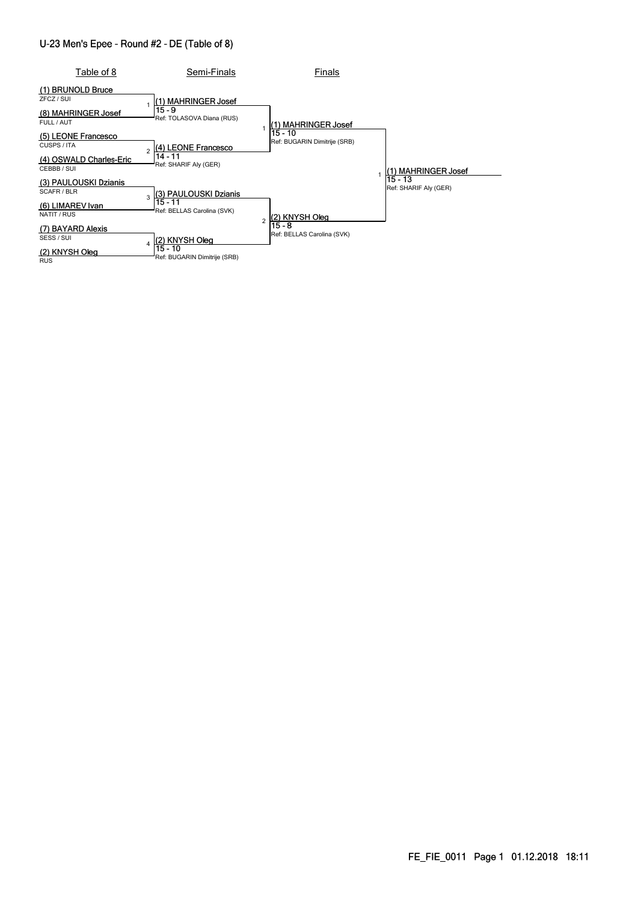# U-23 Men's Epee - Round #2 - DE (Table of 8)

| Table of 8 | Semi-Finals | Finals | |
|---|---|---|---|
| (1) BRUNOLD Bruce<br>ZFCZ / SUI | | | |
| | 1 (1) MAHRINGER Josef<br>15 - 9<br>Ref: TOLASOVA Diana (RUS) | | |
| (8) MAHRINGER Josef<br>FULL / AUT | | | |
| | | 1 (1) MAHRINGER Josef<br>15 - 10<br>Ref: BUGARIN Dimitrije (SRB) | |
| (5) LEONE Francesco<br>CUSPS / ITA | | | |
| | 2 (4) LEONE Francesco<br>14 - 11<br>Ref: SHARIF Aly (GER) | | |
| (4) OSWALD Charles-Eric<br>CEBBB / SUI | | | |
| | | | 1 (1) MAHRINGER Josef<br>15 - 13<br>Ref: SHARIF Aly (GER) |
| (3) PAULOUSKI Dzianis<br>SCAFR / BLR | | | |
| | 3 (3) PAULOUSKI Dzianis<br>15 - 11<br>Ref: BELLAS Carolina (SVK) | | |
| (6) LIMAREV Ivan<br>NATIT / RUS | | | |
| | | 2 (2) KNYSH Oleg<br>15 - 8<br>Ref: BELLAS Carolina (SVK) | |
| (7) BAYARD Alexis<br>SESS / SUI | | | |
| | 4 (2) KNYSH Oleg<br>15 - 10<br>Ref: BUGARIN Dimitrije (SRB) | | |
| (2) KNYSH Oleg<br>RUS | | | |

FE_FIE_0011 Page 1 01.12.2018 18:11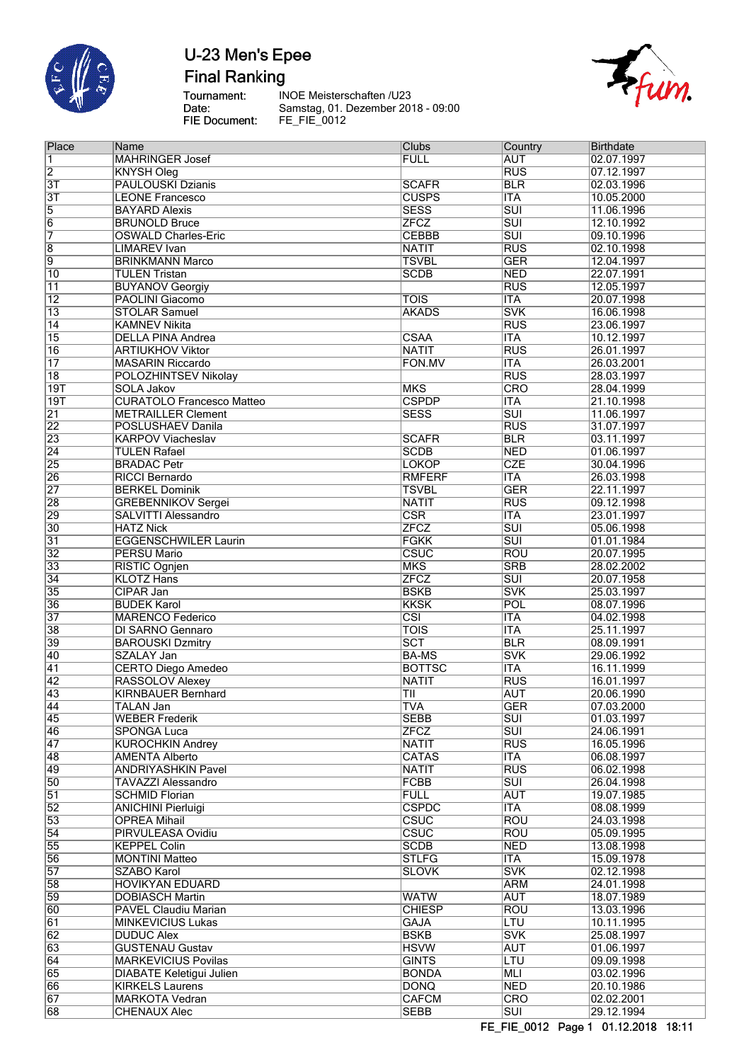# U-23 Men's Epee

## Final Ranking

Tournament: INOE Meisterschaften /U23
Date: Samstag, 01. Dezember 2018 - 09:00
FIE Document: FE_FIE_0012

| Place | Name | Clubs | Country | Birthdate |
|---|---|---|---|---|
| 1 | MAHRINGER Josef | FULL | AUT | 02.07.1997 |
| 2 | KNYSH Oleg | | RUS | 07.12.1997 |
| 3T | PAULOUSKI Dzianis | SCAFR | BLR | 02.03.1996 |
| 3T | LEONE Francesco | CUSPS | ITA | 10.05.2000 |
| 5 | BAYARD Alexis | SESS | SUI | 11.06.1996 |
| 6 | BRUNOLD Bruce | ZFCZ | SUI | 12.10.1992 |
| 7 | OSWALD Charles-Eric | CEBBB | SUI | 09.10.1996 |
| 8 | LIMAREV Ivan | NATIT | RUS | 02.10.1998 |
| 9 | BRINKMANN Marco | TSVBL | GER | 12.04.1997 |
| 10 | TULEN Tristan | SCDB | NED | 22.07.1991 |
| 11 | BUYANOV Georgiy | | RUS | 12.05.1997 |
| 12 | PAOLINI Giacomo | TOIS | ITA | 20.07.1998 |
| 13 | STOLAR Samuel | AKADS | SVK | 16.06.1998 |
| 14 | KAMNEV Nikita | | RUS | 23.06.1997 |
| 15 | DELLA PINA Andrea | CSAA | ITA | 10.12.1997 |
| 16 | ARTIUKHOV Viktor | NATIT | RUS | 26.01.1997 |
| 17 | MASARIN Riccardo | FON.MV | ITA | 26.03.2001 |
| 18 | POLOZHINTSEV Nikolay | | RUS | 28.03.1997 |
| 19T | SOLA Jakov | MKS | CRO | 28.04.1999 |
| 19T | CURATOLO Francesco Matteo | CSPDP | ITA | 21.10.1998 |
| 21 | METRAILLER Clement | SESS | SUI | 11.06.1997 |
| 22 | POSLUSHAEV Danila | | RUS | 31.07.1997 |
| 23 | KARPOV Viacheslav | SCAFR | BLR | 03.11.1997 |
| 24 | TULEN Rafael | SCDB | NED | 01.06.1997 |
| 25 | BRADAC Petr | LOKOP | CZE | 30.04.1996 |
| 26 | RICCI Bernardo | RMFERF | ITA | 26.03.1998 |
| 27 | BERKEL Dominik | TSVBL | GER | 22.11.1997 |
| 28 | GREBENNIKOV Sergei | NATIT | RUS | 09.12.1998 |
| 29 | SALVITTI Alessandro | CSR | ITA | 23.01.1997 |
| 30 | HATZ Nick | ZFCZ | SUI | 05.06.1998 |
| 31 | EGGENSCHWILER Laurin | FGKK | SUI | 01.01.1984 |
| 32 | PERSU Mario | CSUC | ROU | 20.07.1995 |
| 33 | RISTIC Ognjen | MKS | SRB | 28.02.2002 |
| 34 | KLOTZ Hans | ZFCZ | SUI | 20.07.1958 |
| 35 | CIPAR Jan | BSKB | SVK | 25.03.1997 |
| 36 | BUDEK Karol | KKSK | POL | 08.07.1996 |
| 37 | MARENCO Federico | CSI | ITA | 04.02.1998 |
| 38 | DI SARNO Gennaro | TOIS | ITA | 25.11.1997 |
| 39 | BAROUSKI Dzmitry | SCT | BLR | 08.09.1991 |
| 40 | SZALAY Jan | BA-MS | SVK | 29.06.1992 |
| 41 | CERTO Diego Amedeo | BOTTSC | ITA | 16.11.1999 |
| 42 | RASSOLOV Alexey | NATIT | RUS | 16.01.1997 |
| 43 | KIRNBAUER Bernhard | TII | AUT | 20.06.1990 |
| 44 | TALAN Jan | TVA | GER | 07.03.2000 |
| 45 | WEBER Frederik | SEBB | SUI | 01.03.1997 |
| 46 | SPONGA Luca | ZFCZ | SUI | 24.06.1991 |
| 47 | KUROCHKIN Andrey | NATIT | RUS | 16.05.1996 |
| 48 | AMENTA Alberto | CATAS | ITA | 06.08.1997 |
| 49 | ANDRIYASHKIN Pavel | NATIT | RUS | 06.02.1998 |
| 50 | TAVAZZI Alessandro | FCBB | SUI | 26.04.1998 |
| 51 | SCHMID Florian | FULL | AUT | 19.07.1985 |
| 52 | ANICHINI Pierluigi | CSPDC | ITA | 08.08.1999 |
| 53 | OPREA Mihail | CSUC | ROU | 24.03.1998 |
| 54 | PIRVULEASA Ovidiu | CSUC | ROU | 05.09.1995 |
| 55 | KEPPEL Colin | SCDB | NED | 13.08.1998 |
| 56 | MONTINI Matteo | STLFG | ITA | 15.09.1978 |
| 57 | SZABO Karol | SLOVK | SVK | 02.12.1998 |
| 58 | HOVIKYAN EDUARD | | ARM | 24.01.1998 |
| 59 | DOBIASCH Martin | WATW | AUT | 18.07.1989 |
| 60 | PAVEL Claudiu Marian | CHIESP | ROU | 13.03.1996 |
| 61 | MINKEVICIUS Lukas | GAJA | LTU | 10.11.1995 |
| 62 | DUDUC Alex | BSKB | SVK | 25.08.1997 |
| 63 | GUSTENAU Gustav | HSVW | AUT | 01.06.1997 |
| 64 | MARKEVICIUS Povilas | GINTS | LTU | 09.09.1998 |
| 65 | DIABATE Keletigui Julien | BONDA | MLI | 03.02.1996 |
| 66 | KIRKELS Laurens | DONQ | NED | 20.10.1986 |
| 67 | MARKOTA Vedran | CAFCM | CRO | 02.02.2001 |
| 68 | CHENAUX Alec | SEBB | SUI | 29.12.1994 |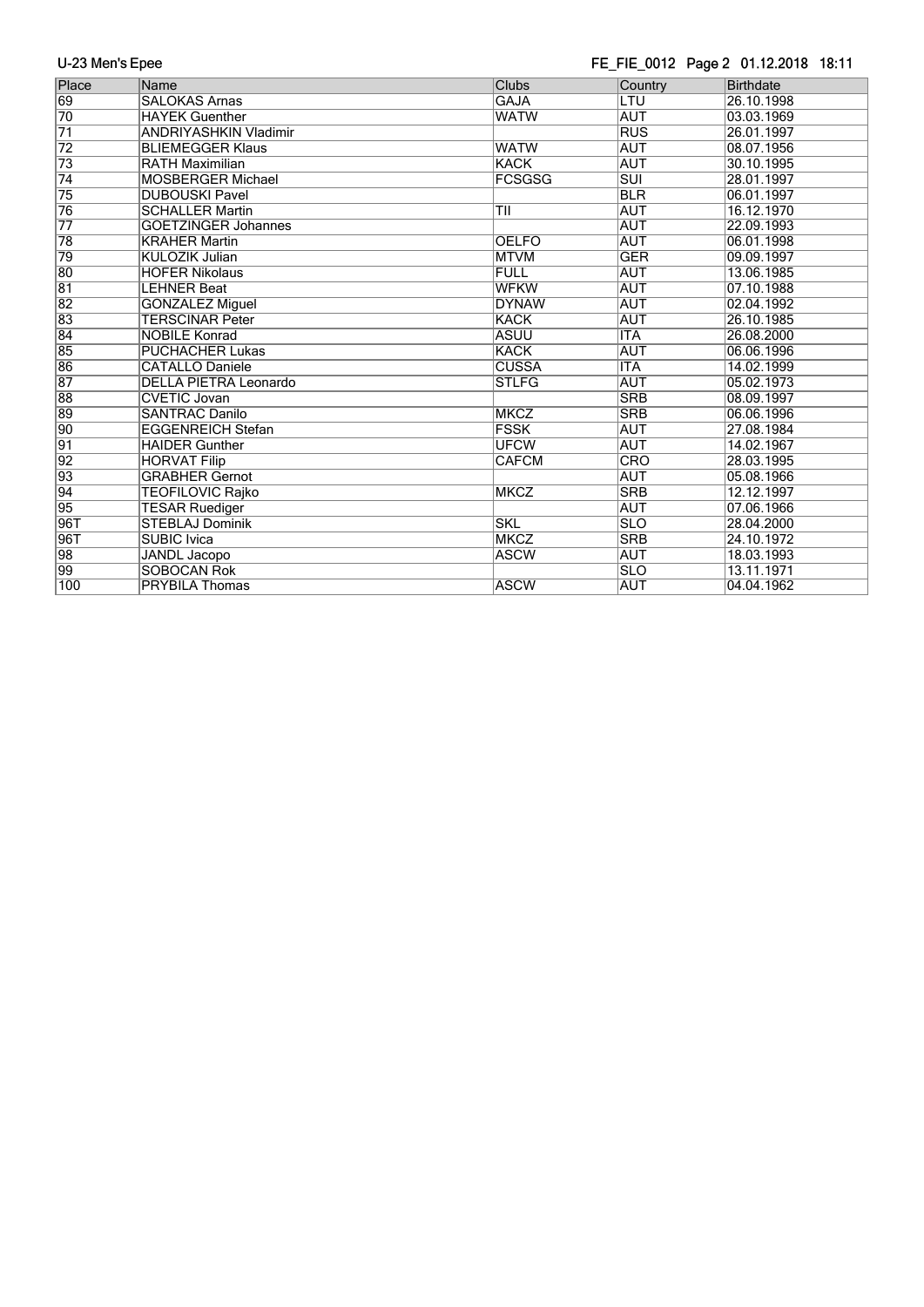| Place | Name | Clubs | Country | Birthdate |
|---|---|---|---|---|
| 69 | SALOKAS Arnas | GAJA | LTU | 26.10.1998 |
| 70 | HAYEK Guenther | WATW | AUT | 03.03.1969 |
| 71 | ANDRIYASHKIN Vladimir | | RUS | 26.01.1997 |
| 72 | BLIEMEGGER Klaus | WATW | AUT | 08.07.1956 |
| 73 | RATH Maximilian | KACK | AUT | 30.10.1995 |
| 74 | MOSBERGER Michael | FCSGSG | SUI | 28.01.1997 |
| 75 | DUBOUSKI Pavel | | BLR | 06.01.1997 |
| 76 | SCHALLER Martin | TII | AUT | 16.12.1970 |
| 77 | GOETZINGER Johannes | | AUT | 22.09.1993 |
| 78 | KRAHER Martin | OELFO | AUT | 06.01.1998 |
| 79 | KULOZIK Julian | MTVM | GER | 09.09.1997 |
| 80 | HOFER Nikolaus | FULL | AUT | 13.06.1985 |
| 81 | LEHNER Beat | WFKW | AUT | 07.10.1988 |
| 82 | GONZALEZ Miguel | DYNAW | AUT | 02.04.1992 |
| 83 | TERSCINAR Peter | KACK | AUT | 26.10.1985 |
| 84 | NOBILE Konrad | ASUU | ITA | 26.08.2000 |
| 85 | PUCHACHER Lukas | KACK | AUT | 06.06.1996 |
| 86 | CATALLO Daniele | CUSSA | ITA | 14.02.1999 |
| 87 | DELLA PIETRA Leonardo | STLFG | AUT | 05.02.1973 |
| 88 | CVETIC Jovan | | SRB | 08.09.1997 |
| 89 | SANTRAC Danilo | MKCZ | SRB | 06.06.1996 |
| 90 | EGGENREICH Stefan | FSSK | AUT | 27.08.1984 |
| 91 | HAIDER Gunther | UFCW | AUT | 14.02.1967 |
| 92 | HORVAT Filip | CAFCM | CRO | 28.03.1995 |
| 93 | GRABHER Gernot | | AUT | 05.08.1966 |
| 94 | TEOFILOVIC Rajko | MKCZ | SRB | 12.12.1997 |
| 95 | TESAR Ruediger | | AUT | 07.06.1966 |
| 96T | STEBLAJ Dominik | SKL | SLO | 28.04.2000 |
| 96T | SUBIC Ivica | MKCZ | SRB | 24.10.1972 |
| 98 | JANDL Jacopo | ASCW | AUT | 18.03.1993 |
| 99 | SOBOCAN Rok | | SLO | 13.11.1971 |
| 100 | PRYBILA Thomas | ASCW | AUT | 04.04.1962 |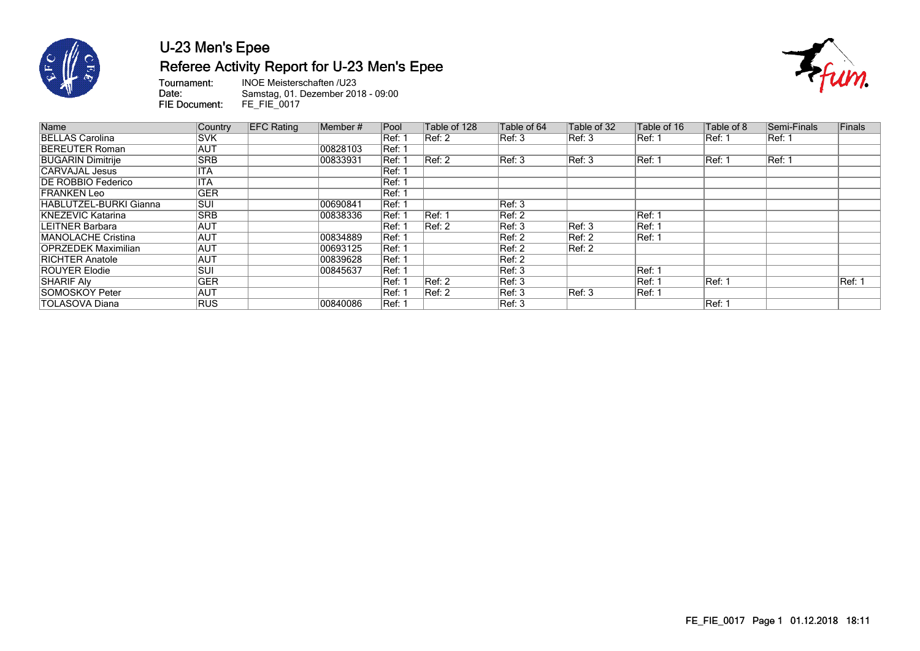# U-23 Men's Epee

## Referee Activity Report for U-23 Men's Epee

**Tournament:** INOE Meisterschaften /U23
**Date:** Samstag, 01. Dezember 2018 - 09:00
**FIE Document:** FE_FIE_0017

| Name | Country | EFC Rating | Member # | Pool | Table of 128 | Table of 64 | Table of 32 | Table of 16 | Table of 8 | Semi-Finals | Finals |
|---|---|---|---|---|---|---|---|---|---|---|---|
| BELLAS Carolina | SVK | | | Ref: 1 | Ref: 2 | Ref: 3 | Ref: 3 | Ref: 1 | Ref: 1 | Ref: 1 | |
| BEREUTER Roman | AUT | | 00828103 | Ref: 1 | | | | | | | |
| BUGARIN Dimitrije | SRB | | 00833931 | Ref: 1 | Ref: 2 | Ref: 3 | Ref: 3 | Ref: 1 | Ref: 1 | Ref: 1 | |
| CARVAJAL Jesus | ITA | | | Ref: 1 | | | | | | | |
| DE ROBBIO Federico | ITA | | | Ref: 1 | | | | | | | |
| FRANKEN Leo | GER | | | Ref: 1 | | | | | | | |
| HABLUTZEL-BURKI Gianna | SUI | | 00690841 | Ref: 1 | | Ref: 3 | | | | | |
| KNEZEVIC Katarina | SRB | | 00838336 | Ref: 1 | Ref: 1 | Ref: 2 | | Ref: 1 | | | |
| LEITNER Barbara | AUT | | | Ref: 1 | Ref: 2 | Ref: 3 | Ref: 3 | Ref: 1 | | | |
| MANOLACHE Cristina | AUT | | 00834889 | Ref: 1 | | Ref: 2 | Ref: 2 | Ref: 1 | | | |
| OPRZEDEK Maximilian | AUT | | 00693125 | Ref: 1 | | Ref: 2 | Ref: 2 | | | | |
| RICHTER Anatole | AUT | | 00839628 | Ref: 1 | | Ref: 2 | | | | | |
| ROUYER Elodie | SUI | | 00845637 | Ref: 1 | | Ref: 3 | | Ref: 1 | | | |
| SHARIF Aly | GER | | | Ref: 1 | Ref: 2 | Ref: 3 | | Ref: 1 | Ref: 1 | | Ref: 1 |
| SOMOSKOY Peter | AUT | | | Ref: 1 | Ref: 2 | Ref: 3 | Ref: 3 | Ref: 1 | | | |
| TOLASOVA Diana | RUS | | 00840086 | Ref: 1 | | Ref: 3 | | | Ref: 1 | | |